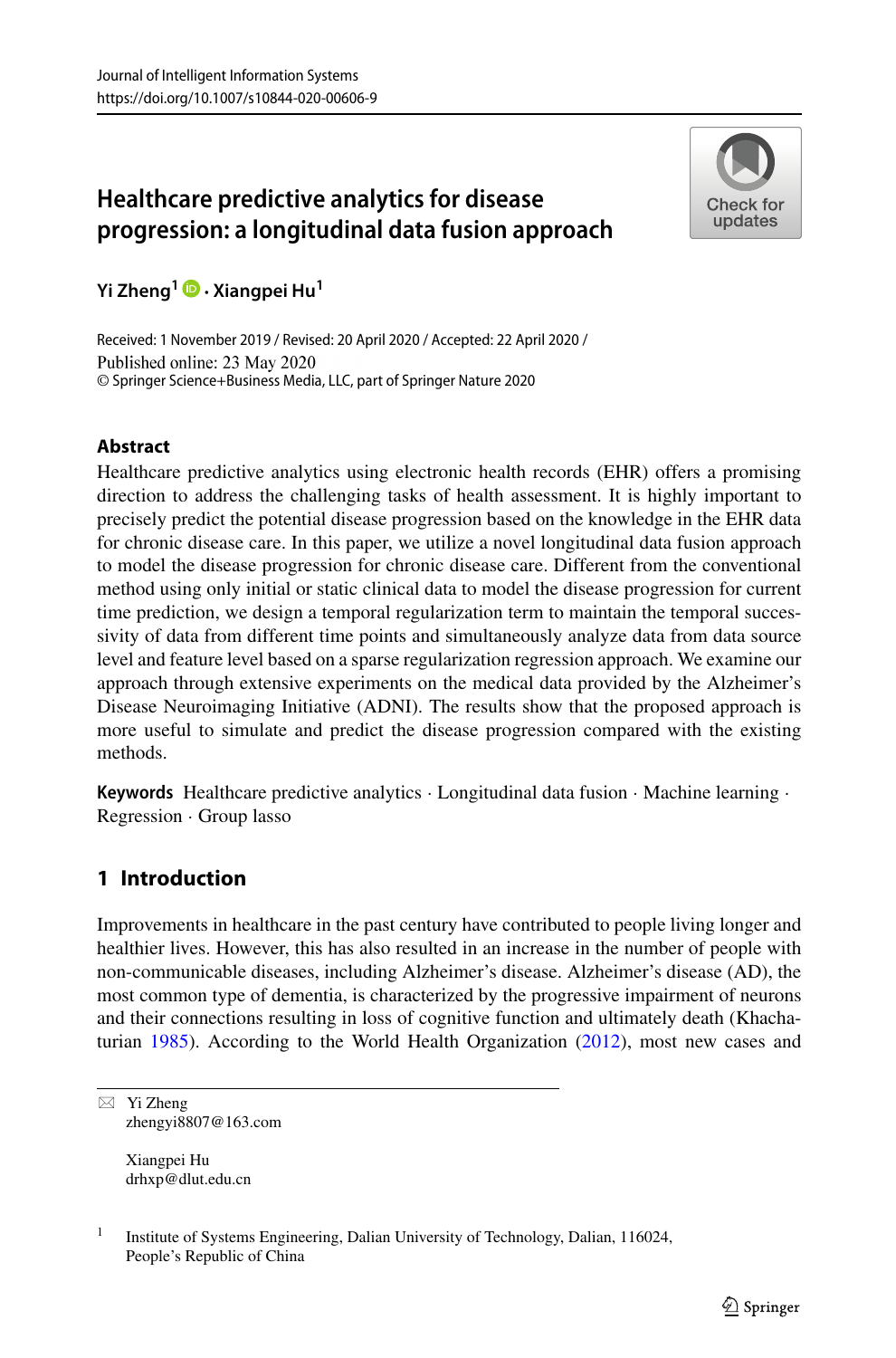Journal of Intelligent Information Systems
https://doi.org/10.1007/s10844-020-00606-9

# Healthcare predictive analytics for disease progression: a longitudinal data fusion approach

**Yi Zheng[1] · Xiangpei Hu[1]**

Received: 1 November 2019 / Revised: 20 April 2020 / Accepted: 22 April 2020 /
Published online: 23 May 2020
© Springer Science+Business Media, LLC, part of Springer Nature 2020

## Abstract

Healthcare predictive analytics using electronic health records (EHR) offers a promising direction to address the challenging tasks of health assessment. It is highly important to precisely predict the potential disease progression based on the knowledge in the EHR data for chronic disease care. In this paper, we utilize a novel longitudinal data fusion approach to model the disease progression for chronic disease care. Different from the conventional method using only initial or static clinical data to model the disease progression for current time prediction, we design a temporal regularization term to maintain the temporal successivity of data from different time points and simultaneously analyze data from data source level and feature level based on a sparse regularization regression approach. We examine our approach through extensive experiments on the medical data provided by the Alzheimer's Disease Neuroimaging Initiative (ADNI). The results show that the proposed approach is more useful to simulate and predict the disease progression compared with the existing methods.

**Keywords** Healthcare predictive analytics · Longitudinal data fusion · Machine learning · Regression · Group lasso

## 1 Introduction

Improvements in healthcare in the past century have contributed to people living longer and healthier lives. However, this has also resulted in an increase in the number of people with non-communicable diseases, including Alzheimer's disease. Alzheimer's disease (AD), the most common type of dementia, is characterized by the progressive impairment of neurons and their connections resulting in loss of cognitive function and ultimately death (Khachaturian 1985). According to the World Health Organization (2012), most new cases and

---

✉ Yi Zheng
zhengyi8807@163.com

Xiangpei Hu
drhxp@dlut.edu.cn

[1] Institute of Systems Engineering, Dalian University of Technology, Dalian, 116024, People's Republic of China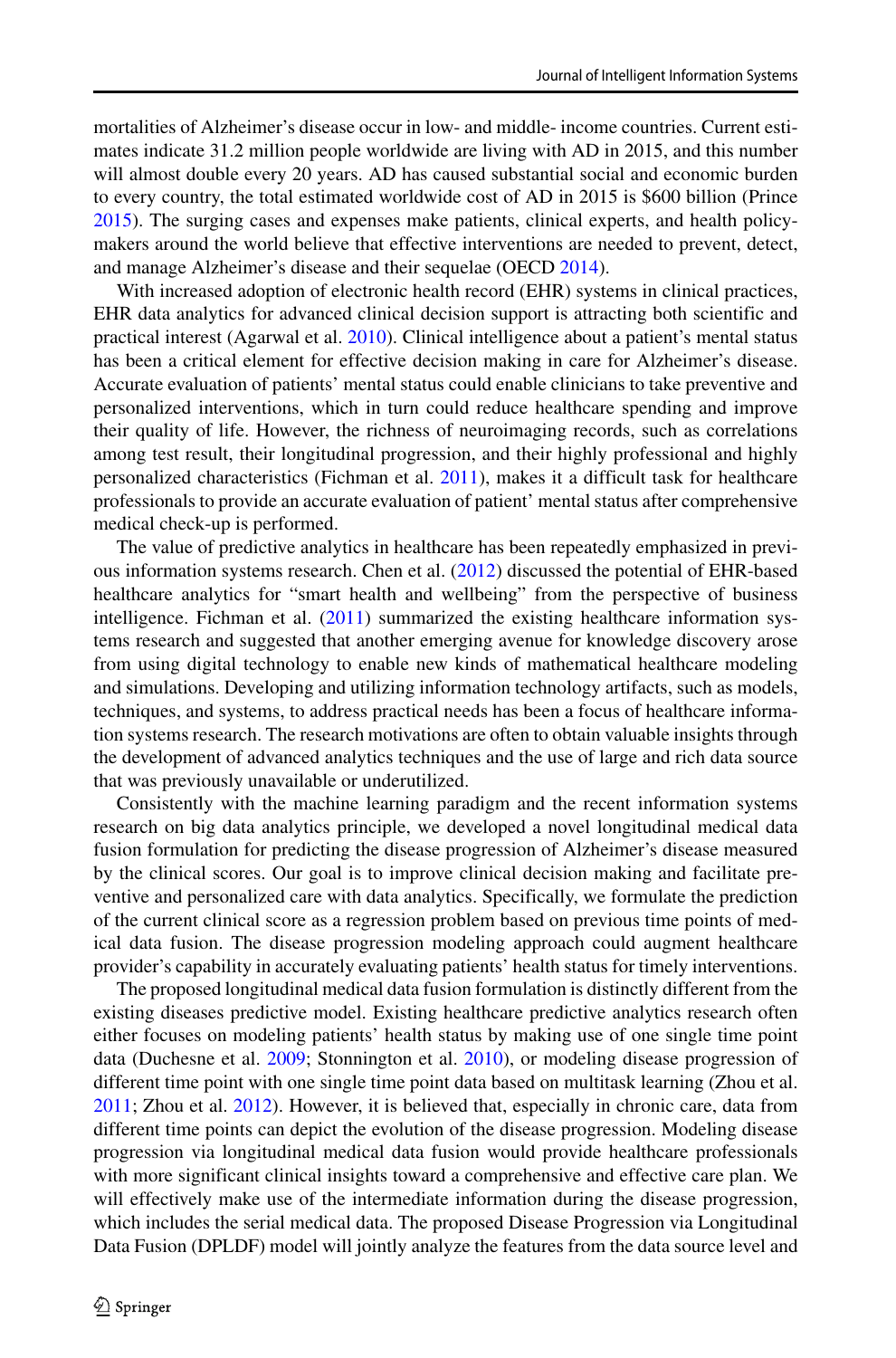mortalities of Alzheimer's disease occur in low- and middle- income countries. Current estimates indicate 31.2 million people worldwide are living with AD in 2015, and this number will almost double every 20 years. AD has caused substantial social and economic burden to every country, the total estimated worldwide cost of AD in 2015 is $600 billion (Prince 2015). The surging cases and expenses make patients, clinical experts, and health policymakers around the world believe that effective interventions are needed to prevent, detect, and manage Alzheimer's disease and their sequelae (OECD 2014).

With increased adoption of electronic health record (EHR) systems in clinical practices, EHR data analytics for advanced clinical decision support is attracting both scientific and practical interest (Agarwal et al. 2010). Clinical intelligence about a patient's mental status has been a critical element for effective decision making in care for Alzheimer's disease. Accurate evaluation of patients' mental status could enable clinicians to take preventive and personalized interventions, which in turn could reduce healthcare spending and improve their quality of life. However, the richness of neuroimaging records, such as correlations among test result, their longitudinal progression, and their highly professional and highly personalized characteristics (Fichman et al. 2011), makes it a difficult task for healthcare professionals to provide an accurate evaluation of patient' mental status after comprehensive medical check-up is performed.

The value of predictive analytics in healthcare has been repeatedly emphasized in previous information systems research. Chen et al. (2012) discussed the potential of EHR-based healthcare analytics for "smart health and wellbeing" from the perspective of business intelligence. Fichman et al. (2011) summarized the existing healthcare information systems research and suggested that another emerging avenue for knowledge discovery arose from using digital technology to enable new kinds of mathematical healthcare modeling and simulations. Developing and utilizing information technology artifacts, such as models, techniques, and systems, to address practical needs has been a focus of healthcare information systems research. The research motivations are often to obtain valuable insights through the development of advanced analytics techniques and the use of large and rich data source that was previously unavailable or underutilized.

Consistently with the machine learning paradigm and the recent information systems research on big data analytics principle, we developed a novel longitudinal medical data fusion formulation for predicting the disease progression of Alzheimer's disease measured by the clinical scores. Our goal is to improve clinical decision making and facilitate preventive and personalized care with data analytics. Specifically, we formulate the prediction of the current clinical score as a regression problem based on previous time points of medical data fusion. The disease progression modeling approach could augment healthcare provider's capability in accurately evaluating patients' health status for timely interventions.

The proposed longitudinal medical data fusion formulation is distinctly different from the existing diseases predictive model. Existing healthcare predictive analytics research often either focuses on modeling patients' health status by making use of one single time point data (Duchesne et al. 2009; Stonnington et al. 2010), or modeling disease progression of different time point with one single time point data based on multitask learning (Zhou et al. 2011; Zhou et al. 2012). However, it is believed that, especially in chronic care, data from different time points can depict the evolution of the disease progression. Modeling disease progression via longitudinal medical data fusion would provide healthcare professionals with more significant clinical insights toward a comprehensive and effective care plan. We will effectively make use of the intermediate information during the disease progression, which includes the serial medical data. The proposed Disease Progression via Longitudinal Data Fusion (DPLDF) model will jointly analyze the features from the data source level and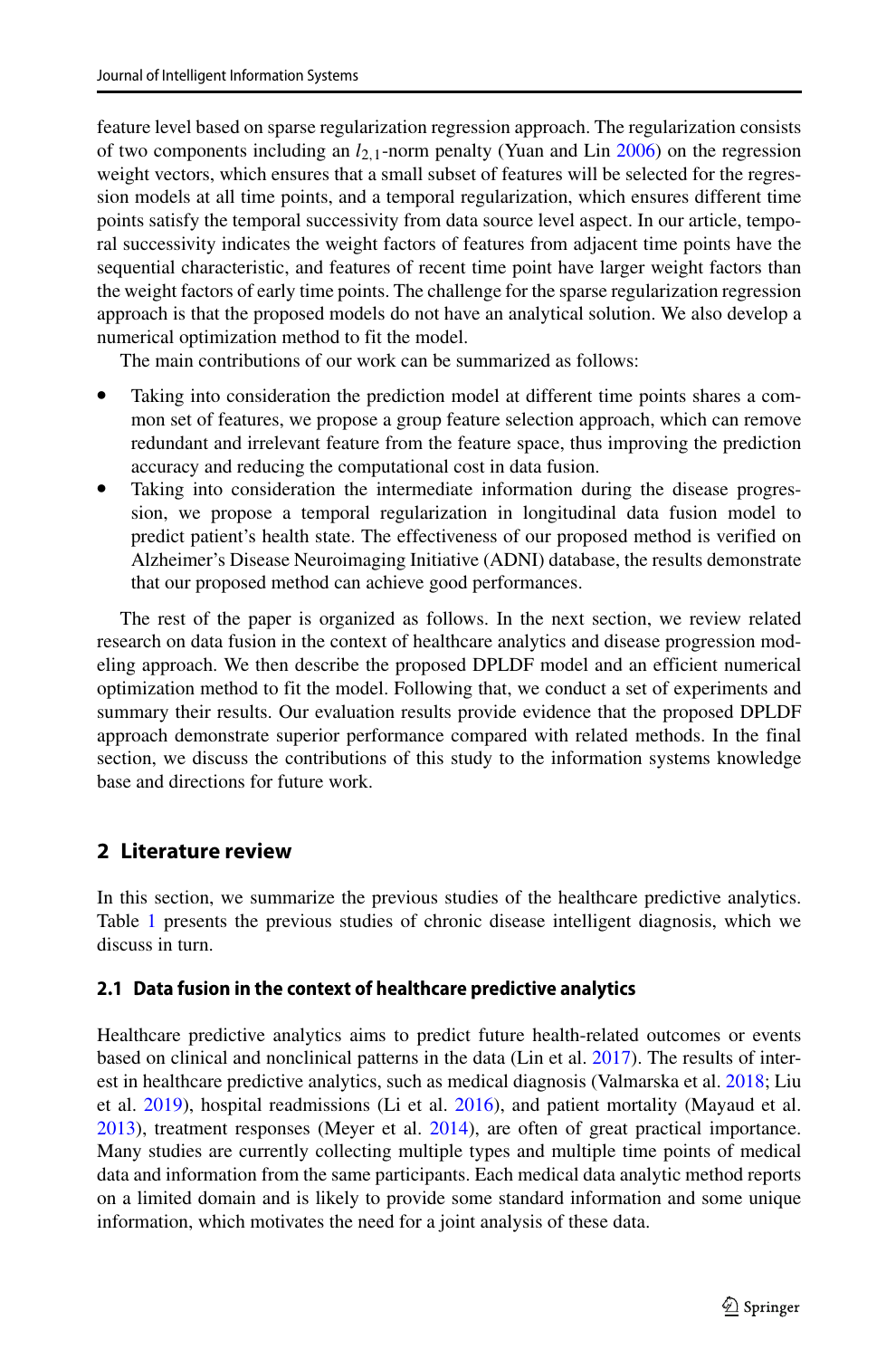feature level based on sparse regularization regression approach. The regularization consists of two components including an $l_{2,1}$-norm penalty (Yuan and Lin 2006) on the regression weight vectors, which ensures that a small subset of features will be selected for the regression models at all time points, and a temporal regularization, which ensures different time points satisfy the temporal successivity from data source level aspect. In our article, temporal successivity indicates the weight factors of features from adjacent time points have the sequential characteristic, and features of recent time point have larger weight factors than the weight factors of early time points. The challenge for the sparse regularization regression approach is that the proposed models do not have an analytical solution. We also develop a numerical optimization method to fit the model.

The main contributions of our work can be summarized as follows:

- Taking into consideration the prediction model at different time points shares a common set of features, we propose a group feature selection approach, which can remove redundant and irrelevant feature from the feature space, thus improving the prediction accuracy and reducing the computational cost in data fusion.
- Taking into consideration the intermediate information during the disease progression, we propose a temporal regularization in longitudinal data fusion model to predict patient's health state. The effectiveness of our proposed method is verified on Alzheimer's Disease Neuroimaging Initiative (ADNI) database, the results demonstrate that our proposed method can achieve good performances.

The rest of the paper is organized as follows. In the next section, we review related research on data fusion in the context of healthcare analytics and disease progression modeling approach. We then describe the proposed DPLDF model and an efficient numerical optimization method to fit the model. Following that, we conduct a set of experiments and summary their results. Our evaluation results provide evidence that the proposed DPLDF approach demonstrate superior performance compared with related methods. In the final section, we discuss the contributions of this study to the information systems knowledge base and directions for future work.

## 2 Literature review

In this section, we summarize the previous studies of the healthcare predictive analytics. Table 1 presents the previous studies of chronic disease intelligent diagnosis, which we discuss in turn.

### 2.1 Data fusion in the context of healthcare predictive analytics

Healthcare predictive analytics aims to predict future health-related outcomes or events based on clinical and nonclinical patterns in the data (Lin et al. 2017). The results of interest in healthcare predictive analytics, such as medical diagnosis (Valmarska et al. 2018; Liu et al. 2019), hospital readmissions (Li et al. 2016), and patient mortality (Mayaud et al. 2013), treatment responses (Meyer et al. 2014), are often of great practical importance. Many studies are currently collecting multiple types and multiple time points of medical data and information from the same participants. Each medical data analytic method reports on a limited domain and is likely to provide some standard information and some unique information, which motivates the need for a joint analysis of these data.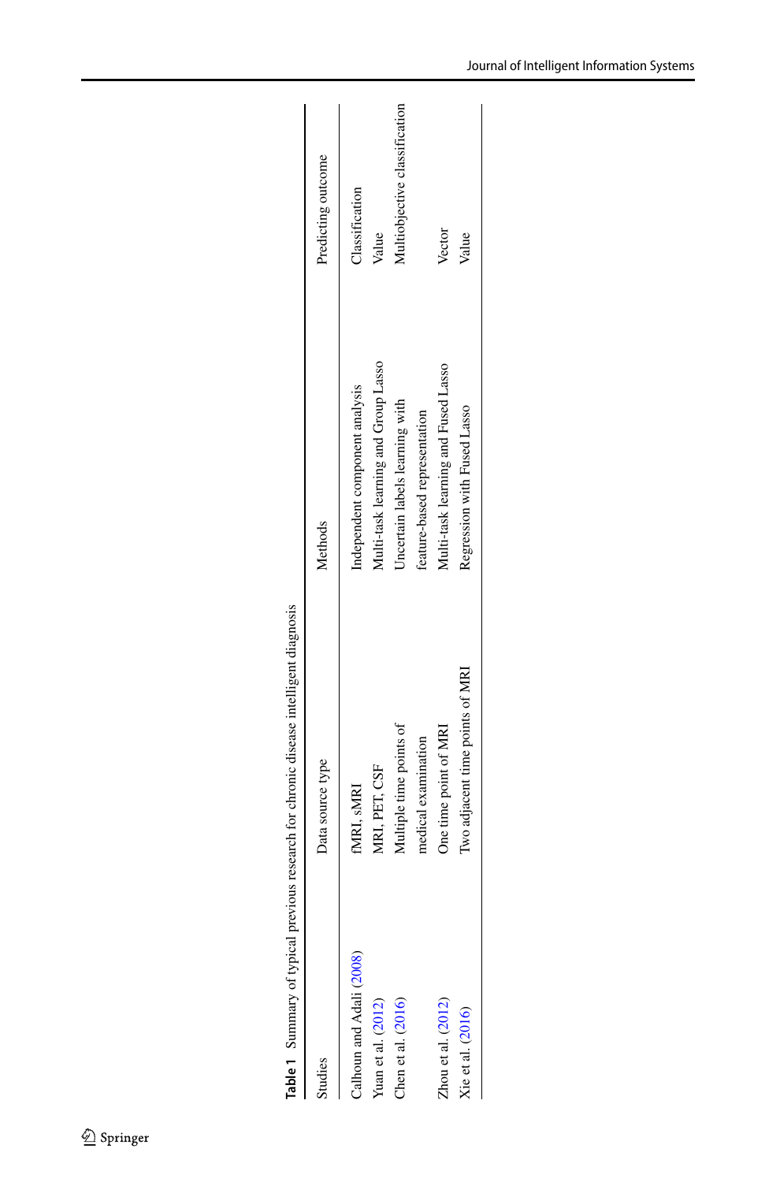**Table 1** Summary of typical previous research for chronic disease intelligent diagnosis

| Studies | Data source type | Methods | Predicting outcome |
|---|---|---|---|
| Calhoun and Adali (2008) | fMRI, sMRI | Independent component analysis | Classification |
| Yuan et al. (2012) | MRI, PET, CSF | Multi-task learning and Group Lasso | Value |
| Chen et al. (2016) | Multiple time points of medical examination | Uncertain labels learning with feature-based representation | Multiobjective classification |
| Zhou et al. (2012) | One time point of MRI | Multi-task learning and Fused Lasso | Vector |
| Xie et al. (2016) | Two adjacent time points of MRI | Regression with Fused Lasso | Value |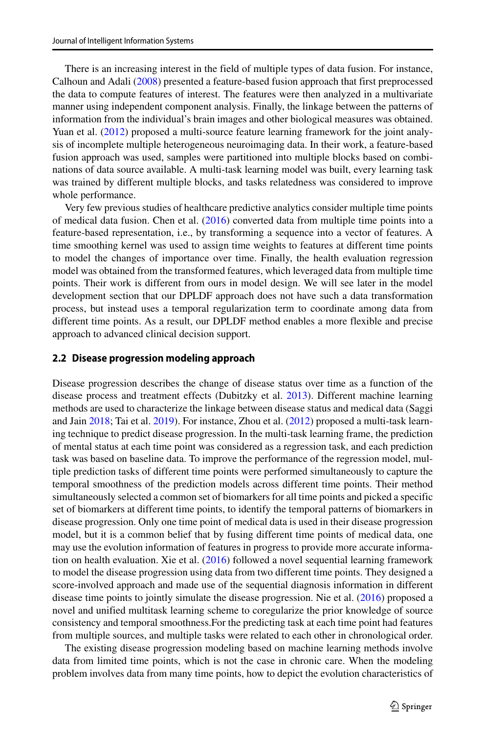There is an increasing interest in the field of multiple types of data fusion. For instance, Calhoun and Adali (2008) presented a feature-based fusion approach that first preprocessed the data to compute features of interest. The features were then analyzed in a multivariate manner using independent component analysis. Finally, the linkage between the patterns of information from the individual's brain images and other biological measures was obtained. Yuan et al. (2012) proposed a multi-source feature learning framework for the joint analysis of incomplete multiple heterogeneous neuroimaging data. In their work, a feature-based fusion approach was used, samples were partitioned into multiple blocks based on combinations of data source available. A multi-task learning model was built, every learning task was trained by different multiple blocks, and tasks relatedness was considered to improve whole performance.

Very few previous studies of healthcare predictive analytics consider multiple time points of medical data fusion. Chen et al. (2016) converted data from multiple time points into a feature-based representation, i.e., by transforming a sequence into a vector of features. A time smoothing kernel was used to assign time weights to features at different time points to model the changes of importance over time. Finally, the health evaluation regression model was obtained from the transformed features, which leveraged data from multiple time points. Their work is different from ours in model design. We will see later in the model development section that our DPLDF approach does not have such a data transformation process, but instead uses a temporal regularization term to coordinate among data from different time points. As a result, our DPLDF method enables a more flexible and precise approach to advanced clinical decision support.

## 2.2 Disease progression modeling approach

Disease progression describes the change of disease status over time as a function of the disease process and treatment effects (Dubitzky et al. 2013). Different machine learning methods are used to characterize the linkage between disease status and medical data (Saggi and Jain 2018; Tai et al. 2019). For instance, Zhou et al. (2012) proposed a multi-task learning technique to predict disease progression. In the multi-task learning frame, the prediction of mental status at each time point was considered as a regression task, and each prediction task was based on baseline data. To improve the performance of the regression model, multiple prediction tasks of different time points were performed simultaneously to capture the temporal smoothness of the prediction models across different time points. Their method simultaneously selected a common set of biomarkers for all time points and picked a specific set of biomarkers at different time points, to identify the temporal patterns of biomarkers in disease progression. Only one time point of medical data is used in their disease progression model, but it is a common belief that by fusing different time points of medical data, one may use the evolution information of features in progress to provide more accurate information on health evaluation. Xie et al. (2016) followed a novel sequential learning framework to model the disease progression using data from two different time points. They designed a score-involved approach and made use of the sequential diagnosis information in different disease time points to jointly simulate the disease progression. Nie et al. (2016) proposed a novel and unified multitask learning scheme to coregularize the prior knowledge of source consistency and temporal smoothness.For the predicting task at each time point had features from multiple sources, and multiple tasks were related to each other in chronological order.

The existing disease progression modeling based on machine learning methods involve data from limited time points, which is not the case in chronic care. When the modeling problem involves data from many time points, how to depict the evolution characteristics of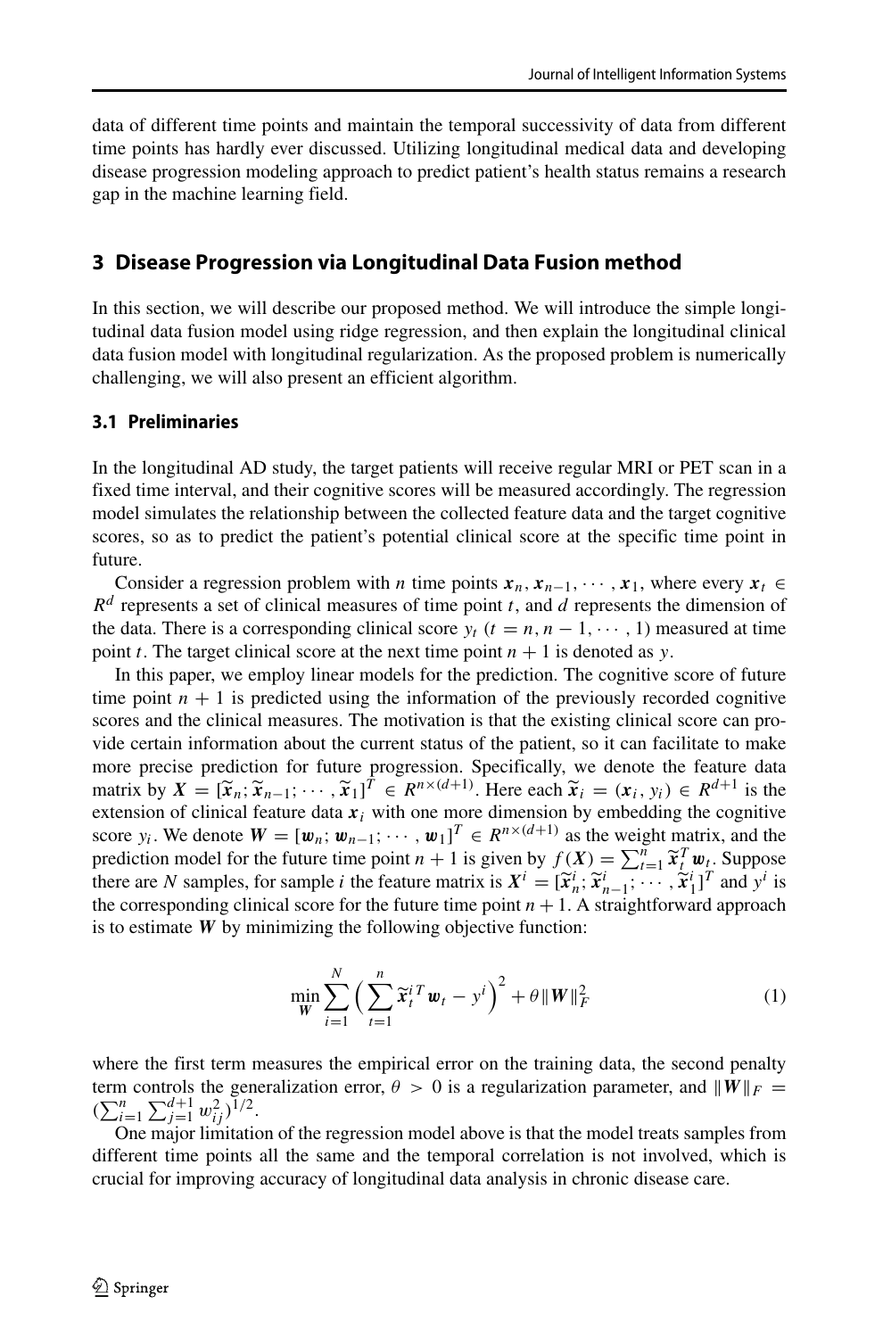data of different time points and maintain the temporal successivity of data from different time points has hardly ever discussed. Utilizing longitudinal medical data and developing disease progression modeling approach to predict patient's health status remains a research gap in the machine learning field.

## 3 Disease Progression via Longitudinal Data Fusion method

In this section, we will describe our proposed method. We will introduce the simple longitudinal data fusion model using ridge regression, and then explain the longitudinal clinical data fusion model with longitudinal regularization. As the proposed problem is numerically challenging, we will also present an efficient algorithm.

### 3.1 Preliminaries

In the longitudinal AD study, the target patients will receive regular MRI or PET scan in a fixed time interval, and their cognitive scores will be measured accordingly. The regression model simulates the relationship between the collected feature data and the target cognitive scores, so as to predict the patient's potential clinical score at the specific time point in future.

Consider a regression problem with $n$ time points $\boldsymbol{x}_n, \boldsymbol{x}_{n-1}, \cdots, \boldsymbol{x}_1$, where every $\boldsymbol{x}_t \in R^d$ represents a set of clinical measures of time point $t$, and $d$ represents the dimension of the data. There is a corresponding clinical score $y_t$ $(t = n, n-1, \cdots, 1)$ measured at time point $t$. The target clinical score at the next time point $n+1$ is denoted as $y$.

In this paper, we employ linear models for the prediction. The cognitive score of future time point $n+1$ is predicted using the information of the previously recorded cognitive scores and the clinical measures. The motivation is that the existing clinical score can provide certain information about the current status of the patient, so it can facilitate to make more precise prediction for future progression. Specifically, we denote the feature data matrix by $\boldsymbol{X} = [\widetilde{\boldsymbol{x}}_n; \widetilde{\boldsymbol{x}}_{n-1}; \cdots, \widetilde{\boldsymbol{x}}_1]^T \in R^{n\times(d+1)}$. Here each $\widetilde{\boldsymbol{x}}_i = (\boldsymbol{x}_i, y_i) \in R^{d+1}$ is the extension of clinical feature data $\boldsymbol{x}_i$ with one more dimension by embedding the cognitive score $y_i$. We denote $\boldsymbol{W} = [\boldsymbol{w}_n; \boldsymbol{w}_{n-1}; \cdots, \boldsymbol{w}_1]^T \in R^{n\times(d+1)}$ as the weight matrix, and the prediction model for the future time point $n+1$ is given by $f(\boldsymbol{X}) = \sum_{t=1}^{n} \widetilde{\boldsymbol{x}}_t^T \boldsymbol{w}_t$. Suppose there are $N$ samples, for sample $i$ the feature matrix is $\boldsymbol{X}^i = [\widetilde{\boldsymbol{x}}_n^i; \widetilde{\boldsymbol{x}}_{n-1}^i; \cdots, \widetilde{\boldsymbol{x}}_1^i]^T$ and $y^i$ is the corresponding clinical score for the future time point $n+1$. A straightforward approach is to estimate $\boldsymbol{W}$ by minimizing the following objective function:

$$\min_{\boldsymbol{W}} \sum_{i=1}^{N} \Big( \sum_{t=1}^{n} \widetilde{\boldsymbol{x}}_t^{i\,T} \boldsymbol{w}_t - y^i \Big)^2 + \theta \|\boldsymbol{W}\|_F^2 \tag{1}$$

where the first term measures the empirical error on the training data, the second penalty term controls the generalization error, $\theta > 0$ is a regularization parameter, and $\|\boldsymbol{W}\|_F = (\sum_{i=1}^{n} \sum_{j=1}^{d+1} w_{ij}^2)^{1/2}$.

One major limitation of the regression model above is that the model treats samples from different time points all the same and the temporal correlation is not involved, which is crucial for improving accuracy of longitudinal data analysis in chronic disease care.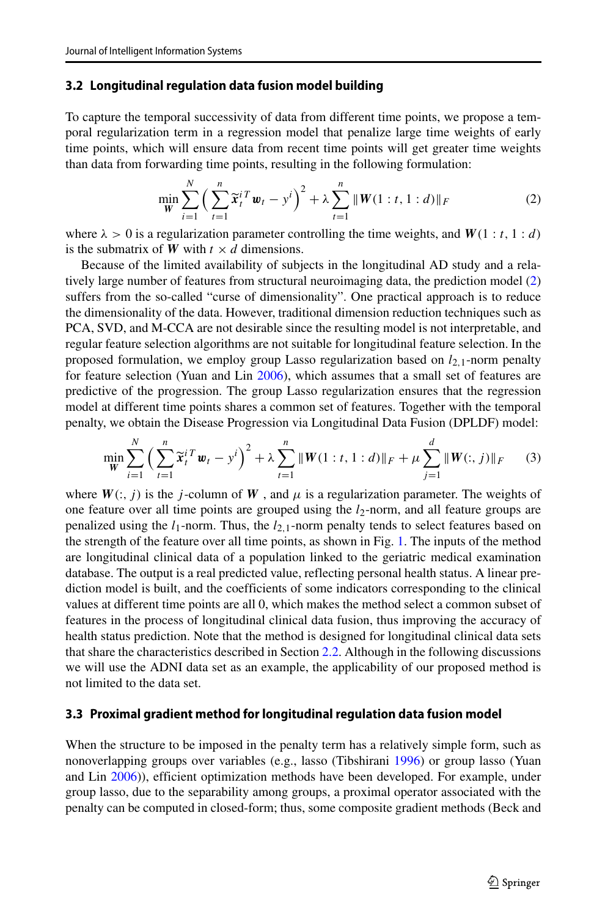### 3.2 Longitudinal regulation data fusion model building

To capture the temporal successivity of data from different time points, we propose a temporal regularization term in a regression model that penalize large time weights of early time points, which will ensure data from recent time points will get greater time weights than data from forwarding time points, resulting in the following formulation:

$$\min_{\boldsymbol{W}} \sum_{i=1}^{N} \Big( \sum_{t=1}^{n} \widetilde{\boldsymbol{x}}_t^{i\,T} \boldsymbol{w}_t - y^i \Big)^2 + \lambda \sum_{t=1}^{n} \| \boldsymbol{W}(1:t, 1:d) \|_F \tag{2}$$

where $\lambda > 0$ is a regularization parameter controlling the time weights, and $\boldsymbol{W}(1:t, 1:d)$ is the submatrix of $\boldsymbol{W}$ with $t \times d$ dimensions.

Because of the limited availability of subjects in the longitudinal AD study and a relatively large number of features from structural neuroimaging data, the prediction model (2) suffers from the so-called "curse of dimensionality". One practical approach is to reduce the dimensionality of the data. However, traditional dimension reduction techniques such as PCA, SVD, and M-CCA are not desirable since the resulting model is not interpretable, and regular feature selection algorithms are not suitable for longitudinal feature selection. In the proposed formulation, we employ group Lasso regularization based on $l_{2,1}$-norm penalty for feature selection (Yuan and Lin 2006), which assumes that a small set of features are predictive of the progression. The group Lasso regularization ensures that the regression model at different time points shares a common set of features. Together with the temporal penalty, we obtain the Disease Progression via Longitudinal Data Fusion (DPLDF) model:

$$\min_{\boldsymbol{W}} \sum_{i=1}^{N} \Big( \sum_{t=1}^{n} \widetilde{\boldsymbol{x}}_t^{i\,T} \boldsymbol{w}_t - y^i \Big)^2 + \lambda \sum_{t=1}^{n} \| \boldsymbol{W}(1:t, 1:d) \|_F + \mu \sum_{j=1}^{d} \| \boldsymbol{W}(:, j) \|_F \tag{3}$$

where $\boldsymbol{W}(:, j)$ is the $j$-column of $\boldsymbol{W}$ , and $\mu$ is a regularization parameter. The weights of one feature over all time points are grouped using the $l_2$-norm, and all feature groups are penalized using the $l_1$-norm. Thus, the $l_{2,1}$-norm penalty tends to select features based on the strength of the feature over all time points, as shown in Fig. 1. The inputs of the method are longitudinal clinical data of a population linked to the geriatric medical examination database. The output is a real predicted value, reflecting personal health status. A linear prediction model is built, and the coefficients of some indicators corresponding to the clinical values at different time points are all 0, which makes the method select a common subset of features in the process of longitudinal clinical data fusion, thus improving the accuracy of health status prediction. Note that the method is designed for longitudinal clinical data sets that share the characteristics described in Section 2.2. Although in the following discussions we will use the ADNI data set as an example, the applicability of our proposed method is not limited to the data set.

### 3.3 Proximal gradient method for longitudinal regulation data fusion model

When the structure to be imposed in the penalty term has a relatively simple form, such as nonoverlapping groups over variables (e.g., lasso (Tibshirani 1996) or group lasso (Yuan and Lin 2006)), efficient optimization methods have been developed. For example, under group lasso, due to the separability among groups, a proximal operator associated with the penalty can be computed in closed-form; thus, some composite gradient methods (Beck and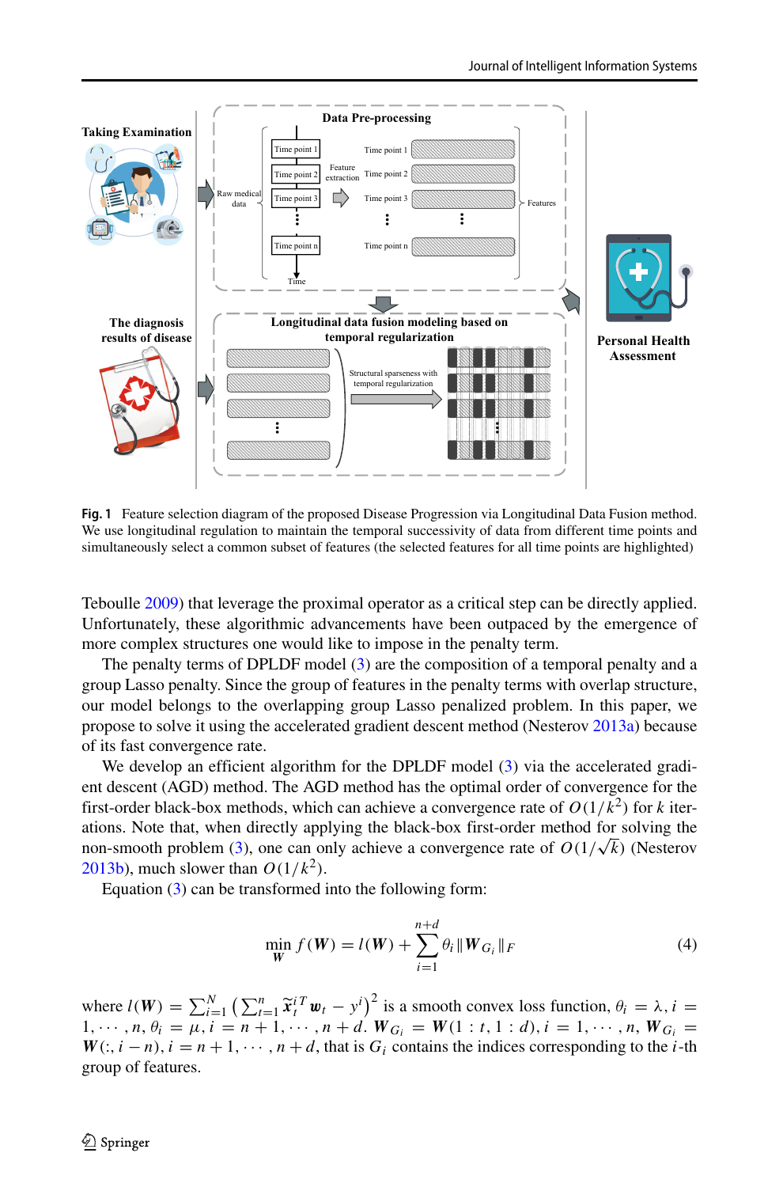**Fig. 1** Feature selection diagram of the proposed Disease Progression via Longitudinal Data Fusion method. We use longitudinal regulation to maintain the temporal successivity of data from different time points and simultaneously select a common subset of features (the selected features for all time points are highlighted)

Teboulle 2009) that leverage the proximal operator as a critical step can be directly applied. Unfortunately, these algorithmic advancements have been outpaced by the emergence of more complex structures one would like to impose in the penalty term.

The penalty terms of DPLDF model (3) are the composition of a temporal penalty and a group Lasso penalty. Since the group of features in the penalty terms with overlap structure, our model belongs to the overlapping group Lasso penalized problem. In this paper, we propose to solve it using the accelerated gradient descent method (Nesterov 2013a) because of its fast convergence rate.

We develop an efficient algorithm for the DPLDF model (3) via the accelerated gradient descent (AGD) method. The AGD method has the optimal order of convergence for the first-order black-box methods, which can achieve a convergence rate of $O(1/k^2)$ for $k$ iterations. Note that, when directly applying the black-box first-order method for solving the non-smooth problem (3), one can only achieve a convergence rate of $O(1/\sqrt{k})$ (Nesterov 2013b), much slower than $O(1/k^2)$.

Equation (3) can be transformed into the following form:

$$\min_{\boldsymbol{W}} f(\boldsymbol{W}) = l(\boldsymbol{W}) + \sum_{i=1}^{n+d} \theta_i \|\boldsymbol{W}_{G_i}\|_F \tag{4}$$

where $l(\boldsymbol{W}) = \sum_{i=1}^{N} \left( \sum_{t=1}^{n} \widetilde{\boldsymbol{x}}_t^{i\,T} \boldsymbol{w}_t - y^i \right)^2$ is a smooth convex loss function, $\theta_i = \lambda, i = 1, \cdots, n, \theta_i = \mu, i = n+1, \cdots, n+d$. $\boldsymbol{W}_{G_i} = \boldsymbol{W}(1:t, 1:d), i = 1, \cdots, n$, $\boldsymbol{W}_{G_i} = \boldsymbol{W}(:, i-n), i = n+1, \cdots, n+d$, that is $G_i$ contains the indices corresponding to the $i$-th group of features.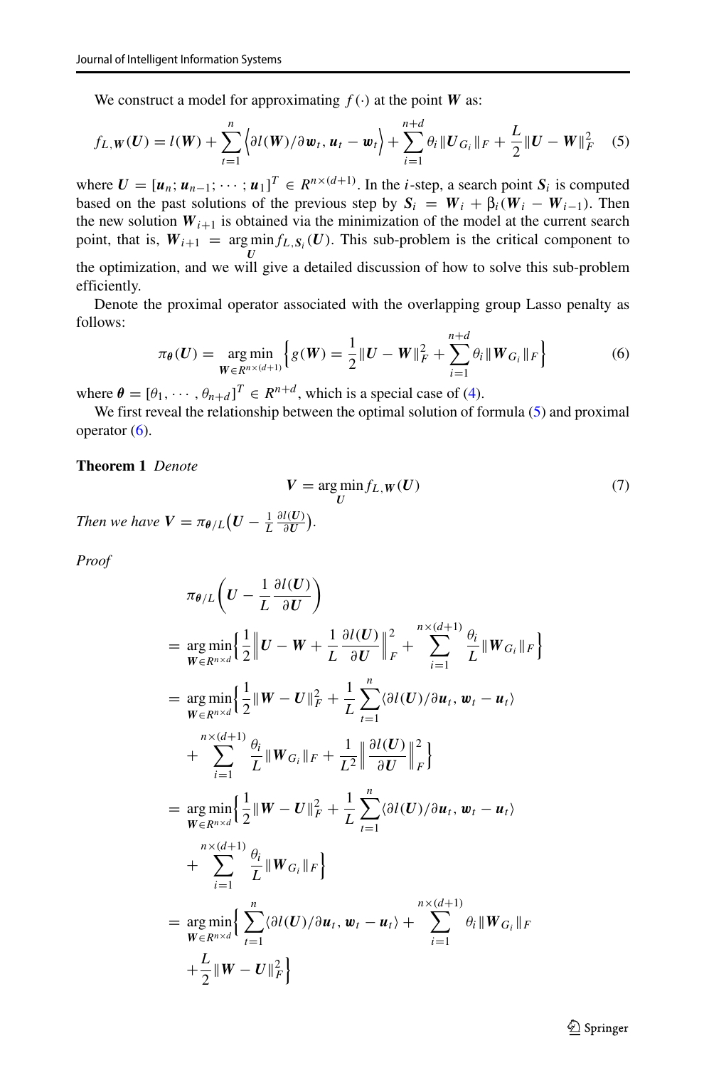We construct a model for approximating $f(\cdot)$ at the point $\boldsymbol{W}$ as:

$$f_{L,\boldsymbol{W}}(\boldsymbol{U}) = l(\boldsymbol{W}) + \sum_{t=1}^{n} \left\langle \partial l(\boldsymbol{W})/\partial \boldsymbol{w}_t, \boldsymbol{u}_t - \boldsymbol{w}_t \right\rangle + \sum_{i=1}^{n+d} \theta_i \|\boldsymbol{U}_{G_i}\|_F + \frac{L}{2}\|\boldsymbol{U} - \boldsymbol{W}\|_F^2 \quad (5)$$

where $\boldsymbol{U} = [\boldsymbol{u}_n; \boldsymbol{u}_{n-1}; \cdots; \boldsymbol{u}_1]^T \in R^{n\times(d+1)}$. In the $i$-step, a search point $\boldsymbol{S}_i$ is computed based on the past solutions of the previous step by $\boldsymbol{S}_i = \boldsymbol{W}_i + \beta_i(\boldsymbol{W}_i - \boldsymbol{W}_{i-1})$. Then the new solution $\boldsymbol{W}_{i+1}$ is obtained via the minimization of the model at the current search point, that is, $\boldsymbol{W}_{i+1} = \arg\min_{\boldsymbol{U}} f_{L,\boldsymbol{S}_i}(\boldsymbol{U})$. This sub-problem is the critical component to the optimization, and we will give a detailed discussion of how to solve this sub-problem efficiently.

Denote the proximal operator associated with the overlapping group Lasso penalty as follows:

$$\pi_{\boldsymbol{\theta}}(\boldsymbol{U}) = \mathop{\arg\min}_{\boldsymbol{W}\in R^{n\times(d+1)}} \left\{ g(\boldsymbol{W}) = \frac{1}{2}\|\boldsymbol{U} - \boldsymbol{W}\|_F^2 + \sum_{i=1}^{n+d} \theta_i \|\boldsymbol{W}_{G_i}\|_F \right\} \quad (6)$$

where $\boldsymbol{\theta} = [\theta_1, \cdots, \theta_{n+d}]^T \in R^{n+d}$, which is a special case of (4).

We first reveal the relationship between the optimal solution of formula (5) and proximal operator (6).

**Theorem 1** *Denote*

$$\boldsymbol{V} = \arg\min_{\boldsymbol{U}} f_{L,\boldsymbol{W}}(\boldsymbol{U}) \quad (7)$$

*Then we have* $\boldsymbol{V} = \pi_{\boldsymbol{\theta}/L}\left(\boldsymbol{U} - \frac{1}{L}\frac{\partial l(\boldsymbol{U})}{\partial \boldsymbol{U}}\right)$.

*Proof*

$$
\begin{aligned}
&\pi_{\boldsymbol{\theta}/L}\left(\boldsymbol{U} - \frac{1}{L}\frac{\partial l(\boldsymbol{U})}{\partial \boldsymbol{U}}\right) \\
&= \mathop{\arg\min}_{\boldsymbol{W}\in R^{n\times d}} \left\{ \frac{1}{2}\left\|\boldsymbol{U} - \boldsymbol{W} + \frac{1}{L}\frac{\partial l(\boldsymbol{U})}{\partial \boldsymbol{U}}\right\|_F^2 + \sum_{i=1}^{n\times(d+1)} \frac{\theta_i}{L}\|\boldsymbol{W}_{G_i}\|_F \right\} \\
&= \mathop{\arg\min}_{\boldsymbol{W}\in R^{n\times d}} \left\{ \frac{1}{2}\|\boldsymbol{W} - \boldsymbol{U}\|_F^2 + \frac{1}{L}\sum_{t=1}^{n}\langle \partial l(\boldsymbol{U})/\partial \boldsymbol{u}_t, \boldsymbol{w}_t - \boldsymbol{u}_t\rangle \right. \\
&\quad \left. + \sum_{i=1}^{n\times(d+1)} \frac{\theta_i}{L}\|\boldsymbol{W}_{G_i}\|_F + \frac{1}{L^2}\left\|\frac{\partial l(\boldsymbol{U})}{\partial \boldsymbol{U}}\right\|_F^2 \right\} \\
&= \mathop{\arg\min}_{\boldsymbol{W}\in R^{n\times d}} \left\{ \frac{1}{2}\|\boldsymbol{W} - \boldsymbol{U}\|_F^2 + \frac{1}{L}\sum_{t=1}^{n}\langle \partial l(\boldsymbol{U})/\partial \boldsymbol{u}_t, \boldsymbol{w}_t - \boldsymbol{u}_t\rangle \right. \\
&\quad \left. + \sum_{i=1}^{n\times(d+1)} \frac{\theta_i}{L}\|\boldsymbol{W}_{G_i}\|_F \right\} \\
&= \mathop{\arg\min}_{\boldsymbol{W}\in R^{n\times d}} \left\{ \sum_{t=1}^{n}\langle \partial l(\boldsymbol{U})/\partial \boldsymbol{u}_t, \boldsymbol{w}_t - \boldsymbol{u}_t\rangle + \sum_{i=1}^{n\times(d+1)} \theta_i\|\boldsymbol{W}_{G_i}\|_F \right. \\
&\quad \left. + \frac{L}{2}\|\boldsymbol{W} - \boldsymbol{U}\|_F^2 \right\}
\end{aligned}
$$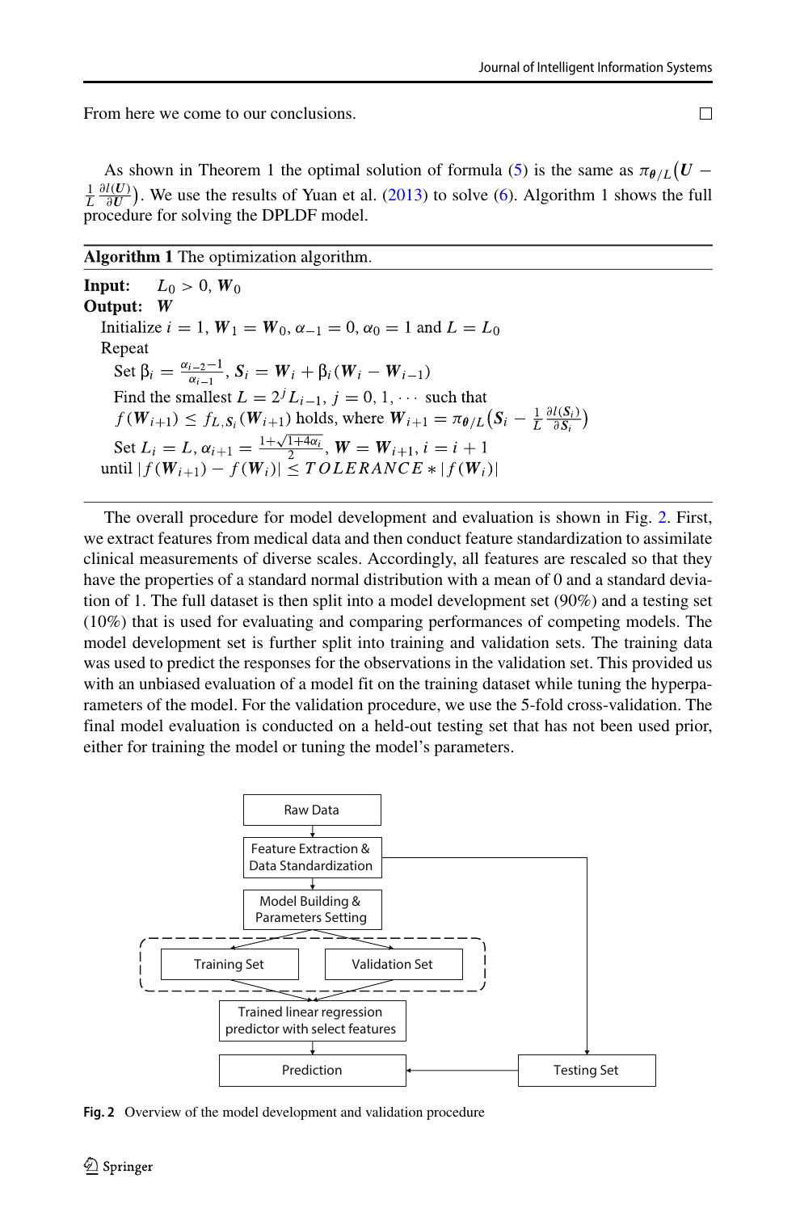From here we come to our conclusions. □

As shown in Theorem 1 the optimal solution of formula (5) is the same as $\pi_{\boldsymbol{\theta}/L}\big(\boldsymbol{U} - \frac{1}{L}\frac{\partial l(\boldsymbol{U})}{\partial \boldsymbol{U}}\big)$. We use the results of Yuan et al. (2013) to solve (6). Algorithm 1 shows the full procedure for solving the DPLDF model.

**Algorithm 1** The optimization algorithm.

**Input:** $L_0 > 0$, $\boldsymbol{W}_0$

**Output:** $\boldsymbol{W}$

Initialize $i = 1$, $\boldsymbol{W}_1 = \boldsymbol{W}_0$, $\alpha_{-1} = 0$, $\alpha_0 = 1$ and $L = L_0$

Repeat

  Set $\beta_i = \frac{\alpha_{i-2}-1}{\alpha_{i-1}}$, $\boldsymbol{S}_i = \boldsymbol{W}_i + \beta_i(\boldsymbol{W}_i - \boldsymbol{W}_{i-1})$

  Find the smallest $L = 2^j L_{i-1}$, $j = 0, 1, \cdots$ such that

  $f(\boldsymbol{W}_{i+1}) \leq f_{L,\boldsymbol{S}_i}(\boldsymbol{W}_{i+1})$ holds, where $\boldsymbol{W}_{i+1} = \pi_{\boldsymbol{\theta}/L}\big(\boldsymbol{S}_i - \frac{1}{L}\frac{\partial l(\boldsymbol{S}_i)}{\partial \boldsymbol{S}_i}\big)$

  Set $L_i = L$, $\alpha_{i+1} = \frac{1+\sqrt{1+4\alpha_i}}{2}$, $\boldsymbol{W} = \boldsymbol{W}_{i+1}$, $i = i + 1$

until $|f(\boldsymbol{W}_{i+1}) - f(\boldsymbol{W}_i)| \leq TOLERANCE * |f(\boldsymbol{W}_i)|$

The overall procedure for model development and evaluation is shown in Fig. 2. First, we extract features from medical data and then conduct feature standardization to assimilate clinical measurements of diverse scales. Accordingly, all features are rescaled so that they have the properties of a standard normal distribution with a mean of 0 and a standard deviation of 1. The full dataset is then split into a model development set (90%) and a testing set (10%) that is used for evaluating and comparing performances of competing models. The model development set is further split into training and validation sets. The training data was used to predict the responses for the observations in the validation set. This provided us with an unbiased evaluation of a model fit on the training dataset while tuning the hyperparameters of the model. For the validation procedure, we use the 5-fold cross-validation. The final model evaluation is conducted on a held-out testing set that has not been used prior, either for training the model or tuning the model's parameters.

Raw Data → Feature Extraction & Data Standardization → Model Building & Parameters Setting → Training Set / Validation Set → Trained linear regression predictor with select features → Prediction ← Testing Set

**Fig. 2** Overview of the model development and validation procedure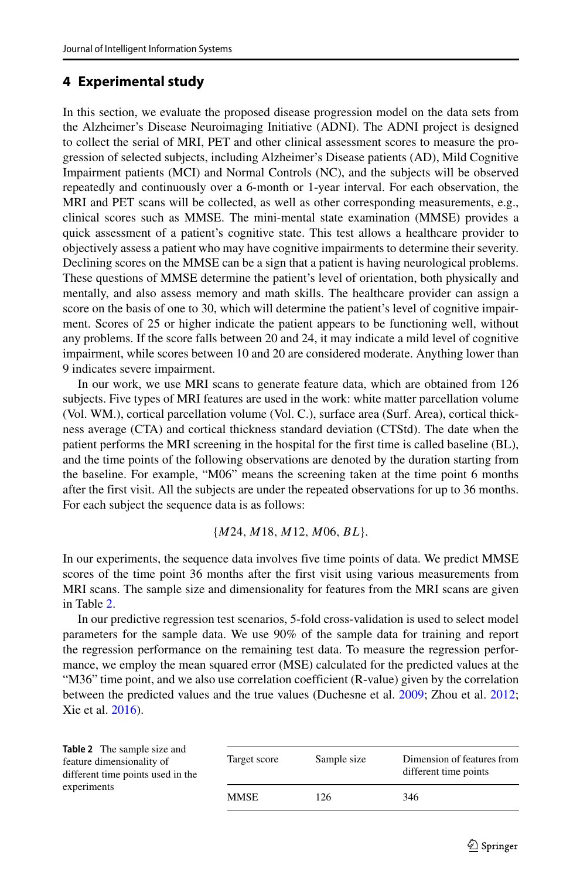## 4 Experimental study

In this section, we evaluate the proposed disease progression model on the data sets from the Alzheimer's Disease Neuroimaging Initiative (ADNI). The ADNI project is designed to collect the serial of MRI, PET and other clinical assessment scores to measure the progression of selected subjects, including Alzheimer's Disease patients (AD), Mild Cognitive Impairment patients (MCI) and Normal Controls (NC), and the subjects will be observed repeatedly and continuously over a 6-month or 1-year interval. For each observation, the MRI and PET scans will be collected, as well as other corresponding measurements, e.g., clinical scores such as MMSE. The mini-mental state examination (MMSE) provides a quick assessment of a patient's cognitive state. This test allows a healthcare provider to objectively assess a patient who may have cognitive impairments to determine their severity. Declining scores on the MMSE can be a sign that a patient is having neurological problems. These questions of MMSE determine the patient's level of orientation, both physically and mentally, and also assess memory and math skills. The healthcare provider can assign a score on the basis of one to 30, which will determine the patient's level of cognitive impairment. Scores of 25 or higher indicate the patient appears to be functioning well, without any problems. If the score falls between 20 and 24, it may indicate a mild level of cognitive impairment, while scores between 10 and 20 are considered moderate. Anything lower than 9 indicates severe impairment.

In our work, we use MRI scans to generate feature data, which are obtained from 126 subjects. Five types of MRI features are used in the work: white matter parcellation volume (Vol. WM.), cortical parcellation volume (Vol. C.), surface area (Surf. Area), cortical thickness average (CTA) and cortical thickness standard deviation (CTStd). The date when the patient performs the MRI screening in the hospital for the first time is called baseline (BL), and the time points of the following observations are denoted by the duration starting from the baseline. For example, "M06" means the screening taken at the time point 6 months after the first visit. All the subjects are under the repeated observations for up to 36 months. For each subject the sequence data is as follows:

$$\{M24, M18, M12, M06, BL\}.$$

In our experiments, the sequence data involves five time points of data. We predict MMSE scores of the time point 36 months after the first visit using various measurements from MRI scans. The sample size and dimensionality for features from the MRI scans are given in Table 2.

In our predictive regression test scenarios, 5-fold cross-validation is used to select model parameters for the sample data. We use 90% of the sample data for training and report the regression performance on the remaining test data. To measure the regression performance, we employ the mean squared error (MSE) calculated for the predicted values at the "M36" time point, and we also use correlation coefficient (R-value) given by the correlation between the predicted values and the true values (Duchesne et al. 2009; Zhou et al. 2012; Xie et al. 2016).

**Table 2** The sample size and feature dimensionality of different time points used in the experiments

| Target score | Sample size | Dimension of features from different time points |
|---|---|---|
| MMSE | 126 | 346 |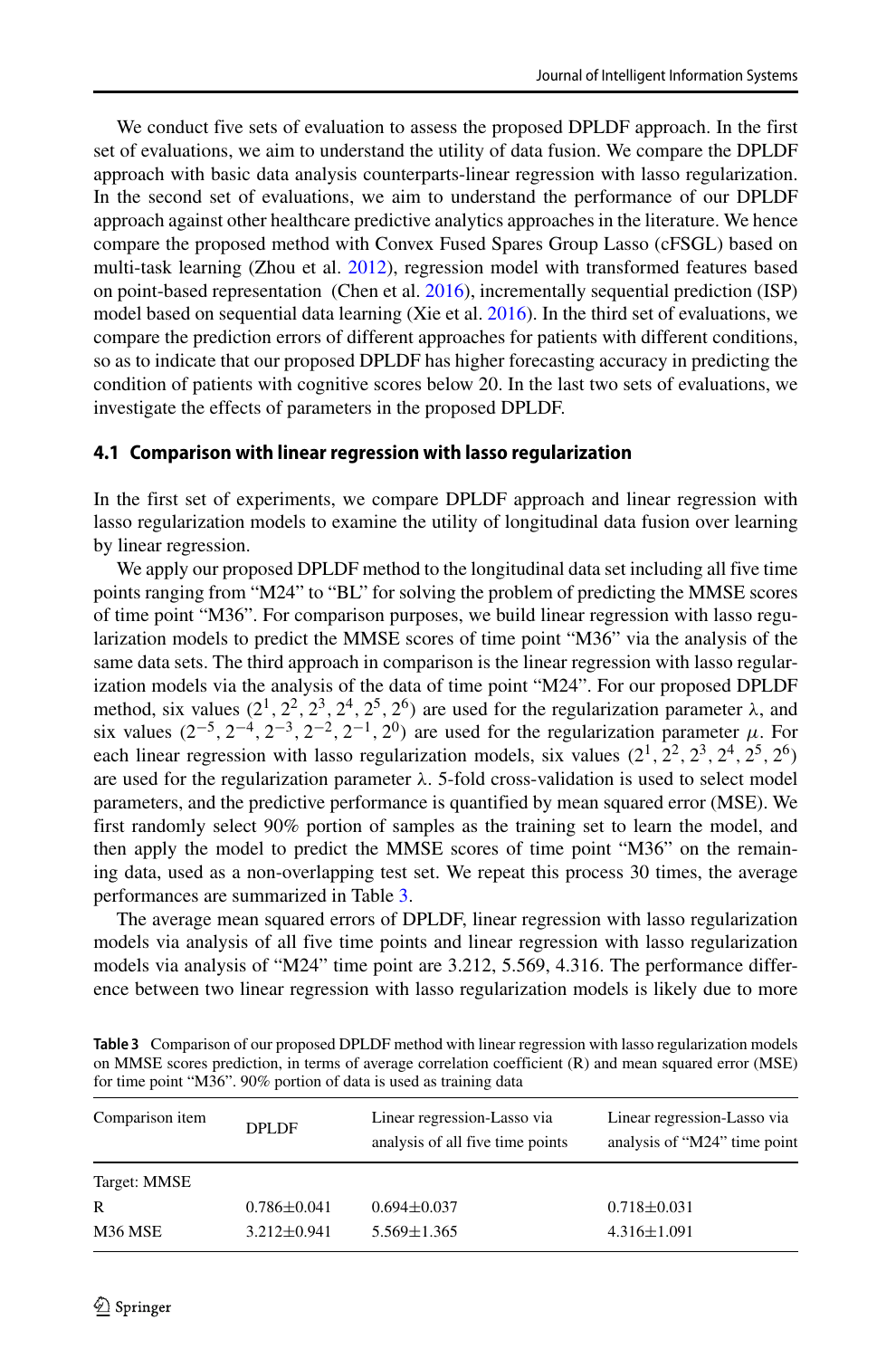We conduct five sets of evaluation to assess the proposed DPLDF approach. In the first set of evaluations, we aim to understand the utility of data fusion. We compare the DPLDF approach with basic data analysis counterparts-linear regression with lasso regularization. In the second set of evaluations, we aim to understand the performance of our DPLDF approach against other healthcare predictive analytics approaches in the literature. We hence compare the proposed method with Convex Fused Spares Group Lasso (cFSGL) based on multi-task learning (Zhou et al. 2012), regression model with transformed features based on point-based representation (Chen et al. 2016), incrementally sequential prediction (ISP) model based on sequential data learning (Xie et al. 2016). In the third set of evaluations, we compare the prediction errors of different approaches for patients with different conditions, so as to indicate that our proposed DPLDF has higher forecasting accuracy in predicting the condition of patients with cognitive scores below 20. In the last two sets of evaluations, we investigate the effects of parameters in the proposed DPLDF.

### 4.1 Comparison with linear regression with lasso regularization

In the first set of experiments, we compare DPLDF approach and linear regression with lasso regularization models to examine the utility of longitudinal data fusion over learning by linear regression.

We apply our proposed DPLDF method to the longitudinal data set including all five time points ranging from "M24" to "BL" for solving the problem of predicting the MMSE scores of time point "M36". For comparison purposes, we build linear regression with lasso regularization models to predict the MMSE scores of time point "M36" via the analysis of the same data sets. The third approach in comparison is the linear regression with lasso regularization models via the analysis of the data of time point "M24". For our proposed DPLDF method, six values $(2^1, 2^2, 2^3, 2^4, 2^5, 2^6)$ are used for the regularization parameter $\lambda$, and six values $(2^{-5}, 2^{-4}, 2^{-3}, 2^{-2}, 2^{-1}, 2^0)$ are used for the regularization parameter $\mu$. For each linear regression with lasso regularization models, six values $(2^1, 2^2, 2^3, 2^4, 2^5, 2^6)$ are used for the regularization parameter $\lambda$. 5-fold cross-validation is used to select model parameters, and the predictive performance is quantified by mean squared error (MSE). We first randomly select 90% portion of samples as the training set to learn the model, and then apply the model to predict the MMSE scores of time point "M36" on the remaining data, used as a non-overlapping test set. We repeat this process 30 times, the average performances are summarized in Table 3.

The average mean squared errors of DPLDF, linear regression with lasso regularization models via analysis of all five time points and linear regression with lasso regularization models via analysis of "M24" time point are 3.212, 5.569, 4.316. The performance difference between two linear regression with lasso regularization models is likely due to more

**Table 3** Comparison of our proposed DPLDF method with linear regression with lasso regularization models on MMSE scores prediction, in terms of average correlation coefficient (R) and mean squared error (MSE) for time point "M36". 90% portion of data is used as training data

| Comparison item | DPLDF | Linear regression-Lasso via analysis of all five time points | Linear regression-Lasso via analysis of "M24" time point |
|---|---|---|---|
| Target: MMSE | | | |
| R | 0.786±0.041 | 0.694±0.037 | 0.718±0.031 |
| M36 MSE | 3.212±0.941 | 5.569±1.365 | 4.316±1.091 |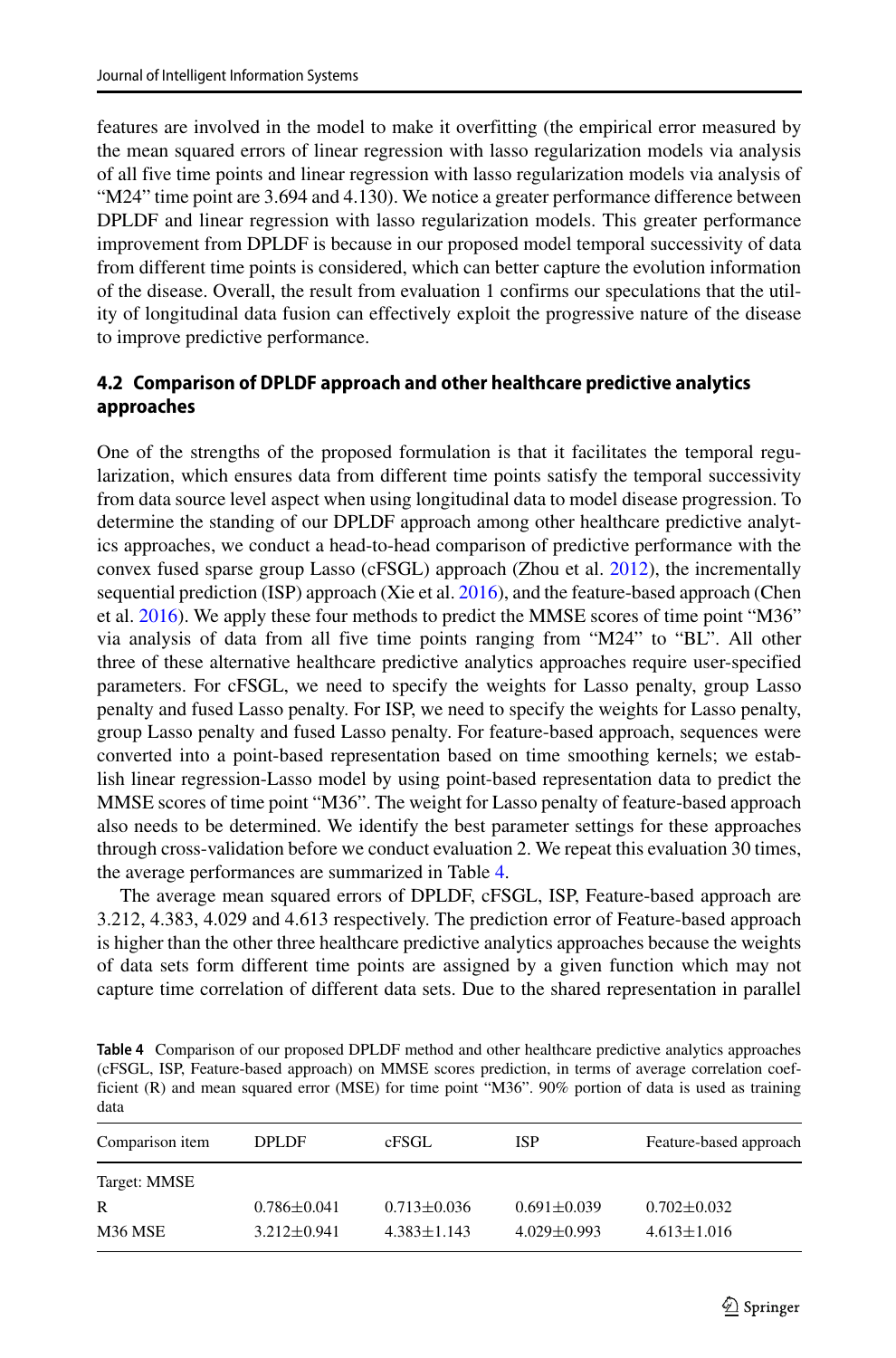features are involved in the model to make it overfitting (the empirical error measured by the mean squared errors of linear regression with lasso regularization models via analysis of all five time points and linear regression with lasso regularization models via analysis of "M24" time point are 3.694 and 4.130). We notice a greater performance difference between DPLDF and linear regression with lasso regularization models. This greater performance improvement from DPLDF is because in our proposed model temporal successivity of data from different time points is considered, which can better capture the evolution information of the disease. Overall, the result from evaluation 1 confirms our speculations that the utility of longitudinal data fusion can effectively exploit the progressive nature of the disease to improve predictive performance.

### 4.2 Comparison of DPLDF approach and other healthcare predictive analytics approaches

One of the strengths of the proposed formulation is that it facilitates the temporal regularization, which ensures data from different time points satisfy the temporal successivity from data source level aspect when using longitudinal data to model disease progression. To determine the standing of our DPLDF approach among other healthcare predictive analytics approaches, we conduct a head-to-head comparison of predictive performance with the convex fused sparse group Lasso (cFSGL) approach (Zhou et al. 2012), the incrementally sequential prediction (ISP) approach (Xie et al. 2016), and the feature-based approach (Chen et al. 2016). We apply these four methods to predict the MMSE scores of time point "M36" via analysis of data from all five time points ranging from "M24" to "BL". All other three of these alternative healthcare predictive analytics approaches require user-specified parameters. For cFSGL, we need to specify the weights for Lasso penalty, group Lasso penalty and fused Lasso penalty. For ISP, we need to specify the weights for Lasso penalty, group Lasso penalty and fused Lasso penalty. For feature-based approach, sequences were converted into a point-based representation based on time smoothing kernels; we establish linear regression-Lasso model by using point-based representation data to predict the MMSE scores of time point "M36". The weight for Lasso penalty of feature-based approach also needs to be determined. We identify the best parameter settings for these approaches through cross-validation before we conduct evaluation 2. We repeat this evaluation 30 times, the average performances are summarized in Table 4.

The average mean squared errors of DPLDF, cFSGL, ISP, Feature-based approach are 3.212, 4.383, 4.029 and 4.613 respectively. The prediction error of Feature-based approach is higher than the other three healthcare predictive analytics approaches because the weights of data sets form different time points are assigned by a given function which may not capture time correlation of different data sets. Due to the shared representation in parallel

**Table 4** Comparison of our proposed DPLDF method and other healthcare predictive analytics approaches (cFSGL, ISP, Feature-based approach) on MMSE scores prediction, in terms of average correlation coefficient (R) and mean squared error (MSE) for time point "M36". 90% portion of data is used as training data

| Comparison item | DPLDF | cFSGL | ISP | Feature-based approach |
|---|---|---|---|---|
| Target: MMSE | | | | |
| R | $0.786 \pm 0.041$ | $0.713 \pm 0.036$ | $0.691 \pm 0.039$ | $0.702 \pm 0.032$ |
| M36 MSE | $3.212 \pm 0.941$ | $4.383 \pm 1.143$ | $4.029 \pm 0.993$ | $4.613 \pm 1.016$ |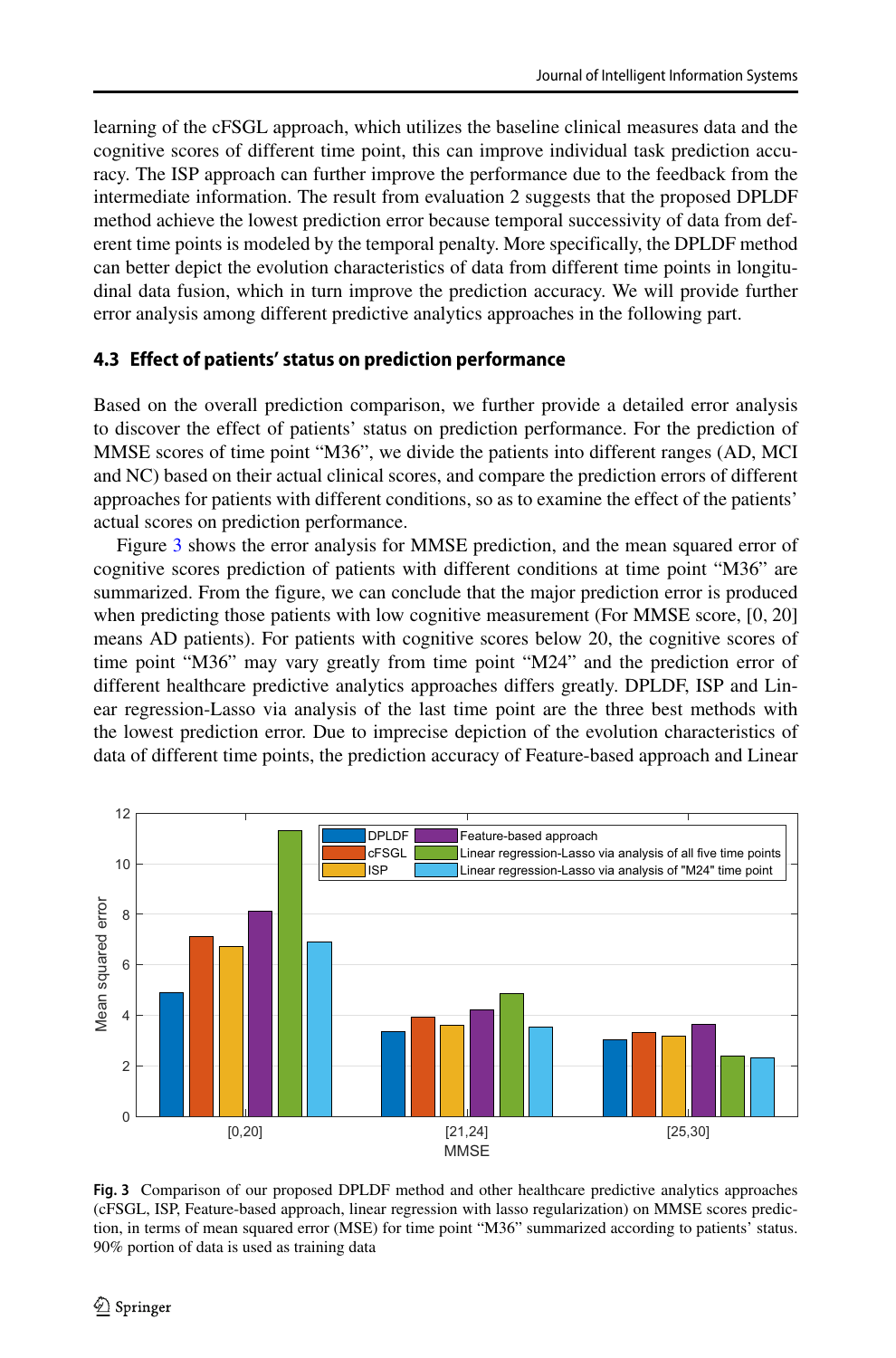learning of the cFSGL approach, which utilizes the baseline clinical measures data and the cognitive scores of different time point, this can improve individual task prediction accuracy. The ISP approach can further improve the performance due to the feedback from the intermediate information. The result from evaluation 2 suggests that the proposed DPLDF method achieve the lowest prediction error because temporal successivity of data from deferent time points is modeled by the temporal penalty. More specifically, the DPLDF method can better depict the evolution characteristics of data from different time points in longitudinal data fusion, which in turn improve the prediction accuracy. We will provide further error analysis among different predictive analytics approaches in the following part.

### 4.3 Effect of patients' status on prediction performance

Based on the overall prediction comparison, we further provide a detailed error analysis to discover the effect of patients' status on prediction performance. For the prediction of MMSE scores of time point "M36", we divide the patients into different ranges (AD, MCI and NC) based on their actual clinical scores, and compare the prediction errors of different approaches for patients with different conditions, so as to examine the effect of the patients' actual scores on prediction performance.

Figure 3 shows the error analysis for MMSE prediction, and the mean squared error of cognitive scores prediction of patients with different conditions at time point "M36" are summarized. From the figure, we can conclude that the major prediction error is produced when predicting those patients with low cognitive measurement (For MMSE score, [0, 20] means AD patients). For patients with cognitive scores below 20, the cognitive scores of time point "M36" may vary greatly from time point "M24" and the prediction error of different healthcare predictive analytics approaches differs greatly. DPLDF, ISP and Linear regression-Lasso via analysis of the last time point are the three best methods with the lowest prediction error. Due to imprecise depiction of the evolution characteristics of data of different time points, the prediction accuracy of Feature-based approach and Linear

**Fig. 3** Comparison of our proposed DPLDF method and other healthcare predictive analytics approaches (cFSGL, ISP, Feature-based approach, linear regression with lasso regularization) on MMSE scores prediction, in terms of mean squared error (MSE) for time point "M36" summarized according to patients' status. 90% portion of data is used as training data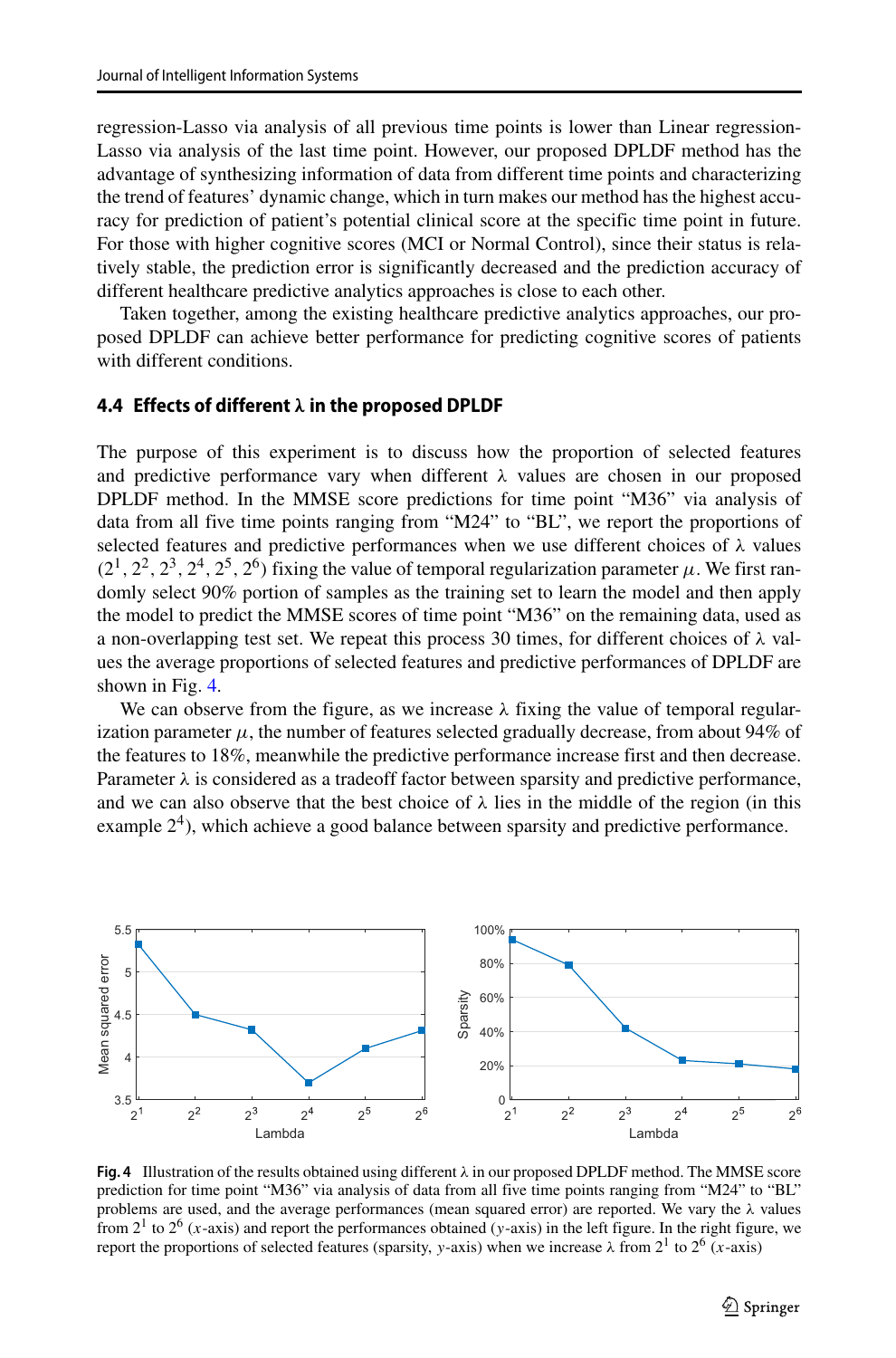regression-Lasso via analysis of all previous time points is lower than Linear regression-Lasso via analysis of the last time point. However, our proposed DPLDF method has the advantage of synthesizing information of data from different time points and characterizing the trend of features' dynamic change, which in turn makes our method has the highest accuracy for prediction of patient's potential clinical score at the specific time point in future. For those with higher cognitive scores (MCI or Normal Control), since their status is relatively stable, the prediction error is significantly decreased and the prediction accuracy of different healthcare predictive analytics approaches is close to each other.

Taken together, among the existing healthcare predictive analytics approaches, our proposed DPLDF can achieve better performance for predicting cognitive scores of patients with different conditions.

### 4.4 Effects of different λ in the proposed DPLDF

The purpose of this experiment is to discuss how the proportion of selected features and predictive performance vary when different λ values are chosen in our proposed DPLDF method. In the MMSE score predictions for time point "M36" via analysis of data from all five time points ranging from "M24" to "BL", we report the proportions of selected features and predictive performances when we use different choices of λ values ($2^1, 2^2, 2^3, 2^4, 2^5, 2^6$) fixing the value of temporal regularization parameter $\mu$. We first randomly select 90% portion of samples as the training set to learn the model and then apply the model to predict the MMSE scores of time point "M36" on the remaining data, used as a non-overlapping test set. We repeat this process 30 times, for different choices of λ values the average proportions of selected features and predictive performances of DPLDF are shown in Fig. 4.

We can observe from the figure, as we increase λ fixing the value of temporal regularization parameter $\mu$, the number of features selected gradually decrease, from about 94% of the features to 18%, meanwhile the predictive performance increase first and then decrease. Parameter λ is considered as a tradeoff factor between sparsity and predictive performance, and we can also observe that the best choice of λ lies in the middle of the region (in this example $2^4$), which achieve a good balance between sparsity and predictive performance.

**Fig. 4** Illustration of the results obtained using different λ in our proposed DPLDF method. The MMSE score prediction for time point "M36" via analysis of data from all five time points ranging from "M24" to "BL" problems are used, and the average performances (mean squared error) are reported. We vary the λ values from $2^1$ to $2^6$ ($x$-axis) and report the performances obtained ($y$-axis) in the left figure. In the right figure, we report the proportions of selected features (sparsity, $y$-axis) when we increase λ from $2^1$ to $2^6$ ($x$-axis)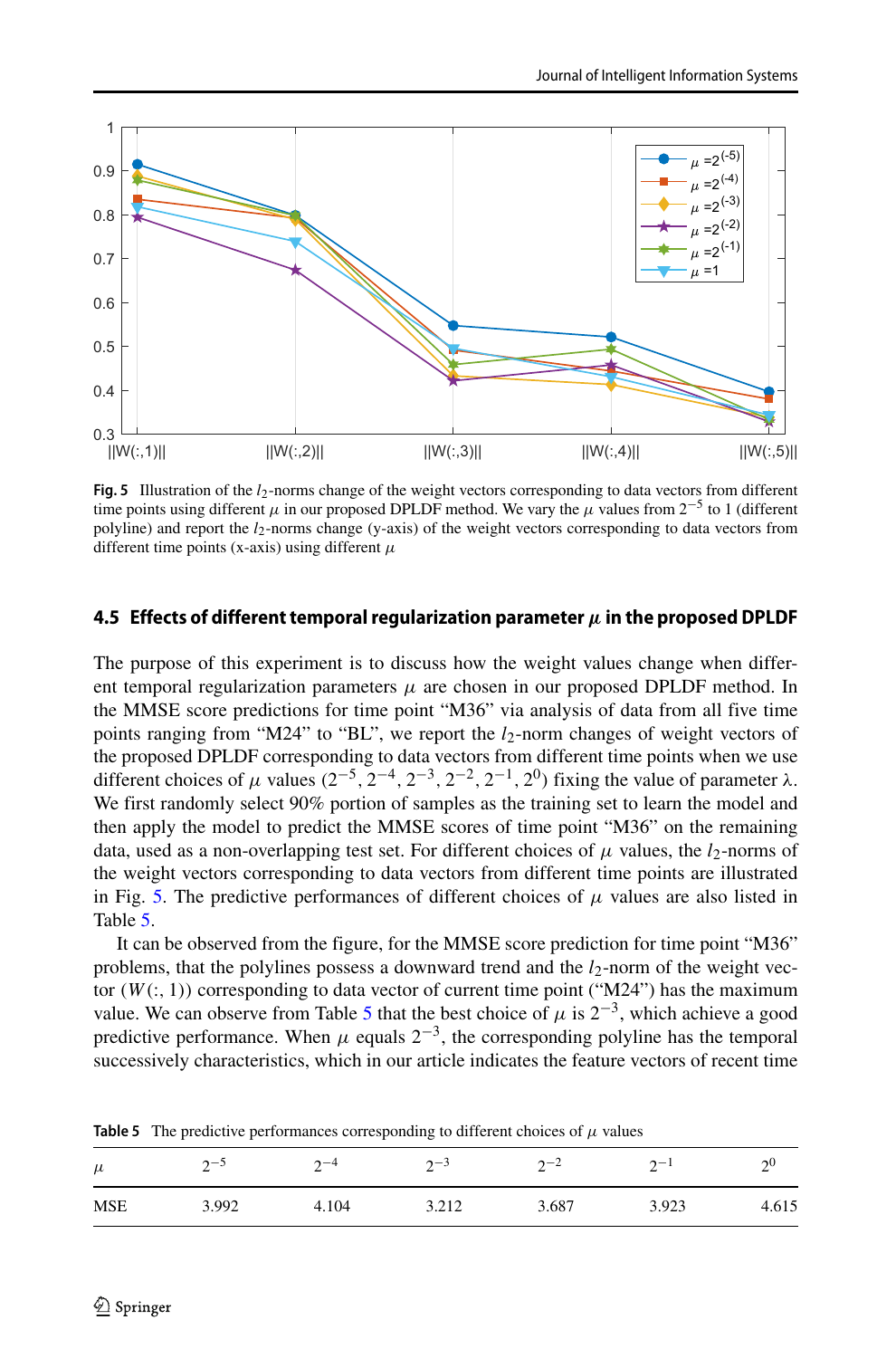**Fig. 5** Illustration of the $l_2$-norms change of the weight vectors corresponding to data vectors from different time points using different $\mu$ in our proposed DPLDF method. We vary the $\mu$ values from $2^{-5}$ to 1 (different polyline) and report the $l_2$-norms change (y-axis) of the weight vectors corresponding to data vectors from different time points (x-axis) using different $\mu$

### 4.5 Effects of different temporal regularization parameter $\mu$ in the proposed DPLDF

The purpose of this experiment is to discuss how the weight values change when different temporal regularization parameters $\mu$ are chosen in our proposed DPLDF method. In the MMSE score predictions for time point "M36" via analysis of data from all five time points ranging from "M24" to "BL", we report the $l_2$-norm changes of weight vectors of the proposed DPLDF corresponding to data vectors from different time points when we use different choices of $\mu$ values ($2^{-5}, 2^{-4}, 2^{-3}, 2^{-2}, 2^{-1}, 2^{0}$) fixing the value of parameter $\lambda$. We first randomly select 90% portion of samples as the training set to learn the model and then apply the model to predict the MMSE scores of time point "M36" on the remaining data, used as a non-overlapping test set. For different choices of $\mu$ values, the $l_2$-norms of the weight vectors corresponding to data vectors from different time points are illustrated in Fig. 5. The predictive performances of different choices of $\mu$ values are also listed in Table 5.

It can be observed from the figure, for the MMSE score prediction for time point "M36" problems, that the polylines possess a downward trend and the $l_2$-norm of the weight vector $(W(:, 1))$ corresponding to data vector of current time point ("M24") has the maximum value. We can observe from Table 5 that the best choice of $\mu$ is $2^{-3}$, which achieve a good predictive performance. When $\mu$ equals $2^{-3}$, the corresponding polyline has the temporal successively characteristics, which in our article indicates the feature vectors of recent time

**Table 5** The predictive performances corresponding to different choices of $\mu$ values

| $\mu$ | $2^{-5}$ | $2^{-4}$ | $2^{-3}$ | $2^{-2}$ | $2^{-1}$ | $2^{0}$ |
|---|---|---|---|---|---|---|
| MSE | 3.992 | 4.104 | 3.212 | 3.687 | 3.923 | 4.615 |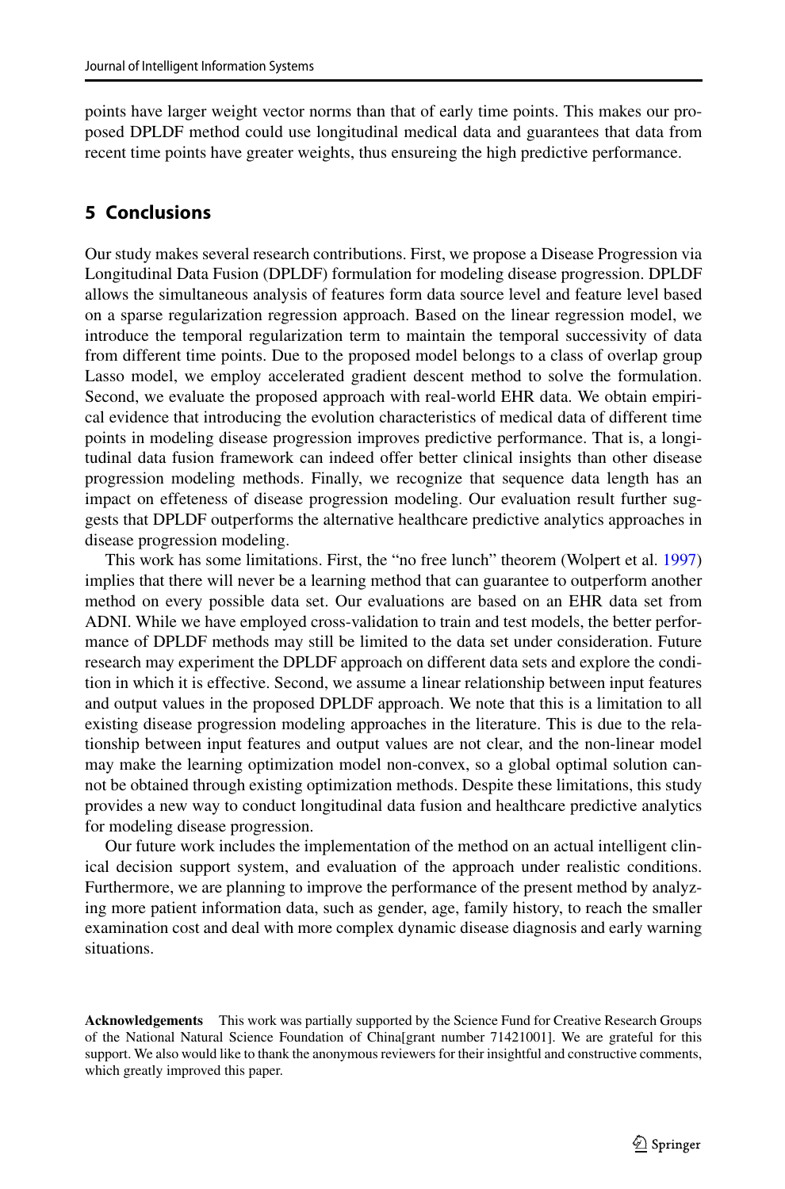points have larger weight vector norms than that of early time points. This makes our proposed DPLDF method could use longitudinal medical data and guarantees that data from recent time points have greater weights, thus ensureing the high predictive performance.

## 5 Conclusions

Our study makes several research contributions. First, we propose a Disease Progression via Longitudinal Data Fusion (DPLDF) formulation for modeling disease progression. DPLDF allows the simultaneous analysis of features form data source level and feature level based on a sparse regularization regression approach. Based on the linear regression model, we introduce the temporal regularization term to maintain the temporal successivity of data from different time points. Due to the proposed model belongs to a class of overlap group Lasso model, we employ accelerated gradient descent method to solve the formulation. Second, we evaluate the proposed approach with real-world EHR data. We obtain empirical evidence that introducing the evolution characteristics of medical data of different time points in modeling disease progression improves predictive performance. That is, a longitudinal data fusion framework can indeed offer better clinical insights than other disease progression modeling methods. Finally, we recognize that sequence data length has an impact on effeteness of disease progression modeling. Our evaluation result further suggests that DPLDF outperforms the alternative healthcare predictive analytics approaches in disease progression modeling.

This work has some limitations. First, the "no free lunch" theorem (Wolpert et al. 1997) implies that there will never be a learning method that can guarantee to outperform another method on every possible data set. Our evaluations are based on an EHR data set from ADNI. While we have employed cross-validation to train and test models, the better performance of DPLDF methods may still be limited to the data set under consideration. Future research may experiment the DPLDF approach on different data sets and explore the condition in which it is effective. Second, we assume a linear relationship between input features and output values in the proposed DPLDF approach. We note that this is a limitation to all existing disease progression modeling approaches in the literature. This is due to the relationship between input features and output values are not clear, and the non-linear model may make the learning optimization model non-convex, so a global optimal solution cannot be obtained through existing optimization methods. Despite these limitations, this study provides a new way to conduct longitudinal data fusion and healthcare predictive analytics for modeling disease progression.

Our future work includes the implementation of the method on an actual intelligent clinical decision support system, and evaluation of the approach under realistic conditions. Furthermore, we are planning to improve the performance of the present method by analyzing more patient information data, such as gender, age, family history, to reach the smaller examination cost and deal with more complex dynamic disease diagnosis and early warning situations.

**Acknowledgements** This work was partially supported by the Science Fund for Creative Research Groups of the National Natural Science Foundation of China[grant number 71421001]. We are grateful for this support. We also would like to thank the anonymous reviewers for their insightful and constructive comments, which greatly improved this paper.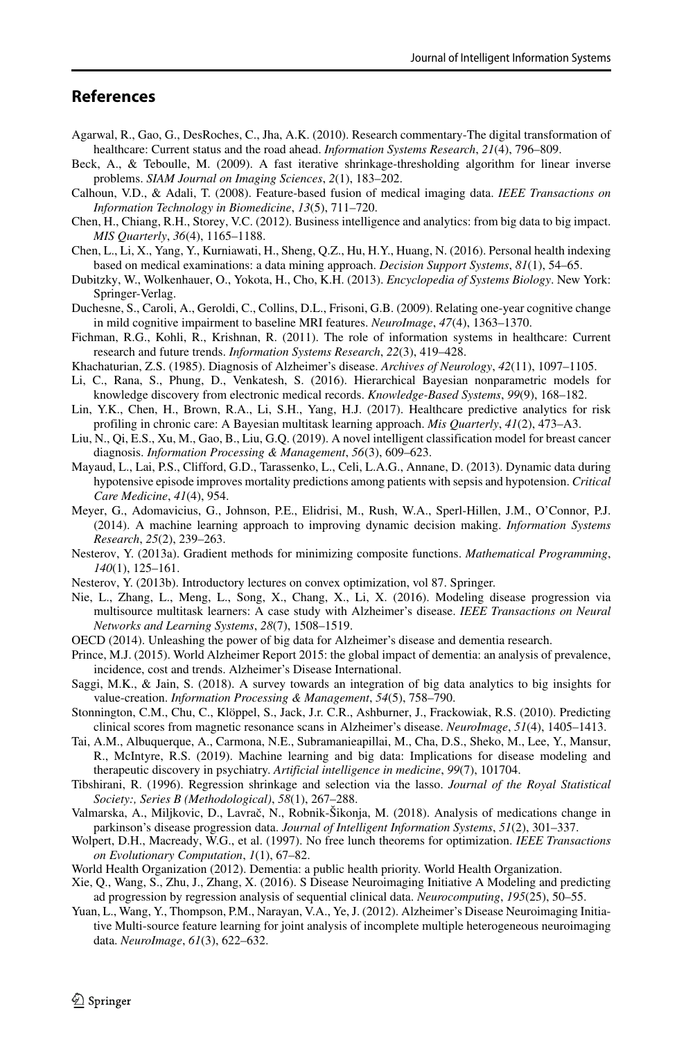## References

Agarwal, R., Gao, G., DesRoches, C., Jha, A.K. (2010). Research commentary-The digital transformation of healthcare: Current status and the road ahead. *Information Systems Research*, *21*(4), 796–809.

Beck, A., & Teboulle, M. (2009). A fast iterative shrinkage-thresholding algorithm for linear inverse problems. *SIAM Journal on Imaging Sciences*, *2*(1), 183–202.

Calhoun, V.D., & Adali, T. (2008). Feature-based fusion of medical imaging data. *IEEE Transactions on Information Technology in Biomedicine*, *13*(5), 711–720.

Chen, H., Chiang, R.H., Storey, V.C. (2012). Business intelligence and analytics: from big data to big impact. *MIS Quarterly*, *36*(4), 1165–1188.

Chen, L., Li, X., Yang, Y., Kurniawati, H., Sheng, Q.Z., Hu, H.Y., Huang, N. (2016). Personal health indexing based on medical examinations: a data mining approach. *Decision Support Systems*, *81*(1), 54–65.

Dubitzky, W., Wolkenhauer, O., Yokota, H., Cho, K.H. (2013). *Encyclopedia of Systems Biology*. New York: Springer-Verlag.

Duchesne, S., Caroli, A., Geroldi, C., Collins, D.L., Frisoni, G.B. (2009). Relating one-year cognitive change in mild cognitive impairment to baseline MRI features. *NeuroImage*, *47*(4), 1363–1370.

Fichman, R.G., Kohli, R., Krishnan, R. (2011). The role of information systems in healthcare: Current research and future trends. *Information Systems Research*, *22*(3), 419–428.

Khachaturian, Z.S. (1985). Diagnosis of Alzheimer's disease. *Archives of Neurology*, *42*(11), 1097–1105.

Li, C., Rana, S., Phung, D., Venkatesh, S. (2016). Hierarchical Bayesian nonparametric models for knowledge discovery from electronic medical records. *Knowledge-Based Systems*, *99*(9), 168–182.

Lin, Y.K., Chen, H., Brown, R.A., Li, S.H., Yang, H.J. (2017). Healthcare predictive analytics for risk profiling in chronic care: A Bayesian multitask learning approach. *Mis Quarterly*, *41*(2), 473–A3.

Liu, N., Qi, E.S., Xu, M., Gao, B., Liu, G.Q. (2019). A novel intelligent classification model for breast cancer diagnosis. *Information Processing & Management*, *56*(3), 609–623.

Mayaud, L., Lai, P.S., Clifford, G.D., Tarassenko, L., Celi, L.A.G., Annane, D. (2013). Dynamic data during hypotensive episode improves mortality predictions among patients with sepsis and hypotension. *Critical Care Medicine*, *41*(4), 954.

Meyer, G., Adomavicius, G., Johnson, P.E., Elidrisi, M., Rush, W.A., Sperl-Hillen, J.M., O'Connor, P.J. (2014). A machine learning approach to improving dynamic decision making. *Information Systems Research*, *25*(2), 239–263.

Nesterov, Y. (2013a). Gradient methods for minimizing composite functions. *Mathematical Programming*, *140*(1), 125–161.

Nesterov, Y. (2013b). Introductory lectures on convex optimization, vol 87. Springer.

Nie, L., Zhang, L., Meng, L., Song, X., Chang, X., Li, X. (2016). Modeling disease progression via multisource multitask learners: A case study with Alzheimer's disease. *IEEE Transactions on Neural Networks and Learning Systems*, *28*(7), 1508–1519.

OECD (2014). Unleashing the power of big data for Alzheimer's disease and dementia research.

Prince, M.J. (2015). World Alzheimer Report 2015: the global impact of dementia: an analysis of prevalence, incidence, cost and trends. Alzheimer's Disease International.

Saggi, M.K., & Jain, S. (2018). A survey towards an integration of big data analytics to big insights for value-creation. *Information Processing & Management*, *54*(5), 758–790.

Stonnington, C.M., Chu, C., Klöppel, S., Jack, J.r. C.R., Ashburner, J., Frackowiak, R.S. (2010). Predicting clinical scores from magnetic resonance scans in Alzheimer's disease. *NeuroImage*, *51*(4), 1405–1413.

Tai, A.M., Albuquerque, A., Carmona, N.E., Subramanieapillai, M., Cha, D.S., Sheko, M., Lee, Y., Mansur, R., McIntyre, R.S. (2019). Machine learning and big data: Implications for disease modeling and therapeutic discovery in psychiatry. *Artificial intelligence in medicine*, *99*(7), 101704.

Tibshirani, R. (1996). Regression shrinkage and selection via the lasso. *Journal of the Royal Statistical Society:, Series B (Methodological)*, *58*(1), 267–288.

Valmarska, A., Miljkovic, D., Lavrač, N., Robnik-Šikonja, M. (2018). Analysis of medications change in parkinson's disease progression data. *Journal of Intelligent Information Systems*, *51*(2), 301–337.

Wolpert, D.H., Macready, W.G., et al. (1997). No free lunch theorems for optimization. *IEEE Transactions on Evolutionary Computation*, *1*(1), 67–82.

World Health Organization (2012). Dementia: a public health priority. World Health Organization.

Xie, Q., Wang, S., Zhu, J., Zhang, X. (2016). S Disease Neuroimaging Initiative A Modeling and predicting ad progression by regression analysis of sequential clinical data. *Neurocomputing*, *195*(25), 50–55.

Yuan, L., Wang, Y., Thompson, P.M., Narayan, V.A., Ye, J. (2012). Alzheimer's Disease Neuroimaging Initiative Multi-source feature learning for joint analysis of incomplete multiple heterogeneous neuroimaging data. *NeuroImage*, *61*(3), 622–632.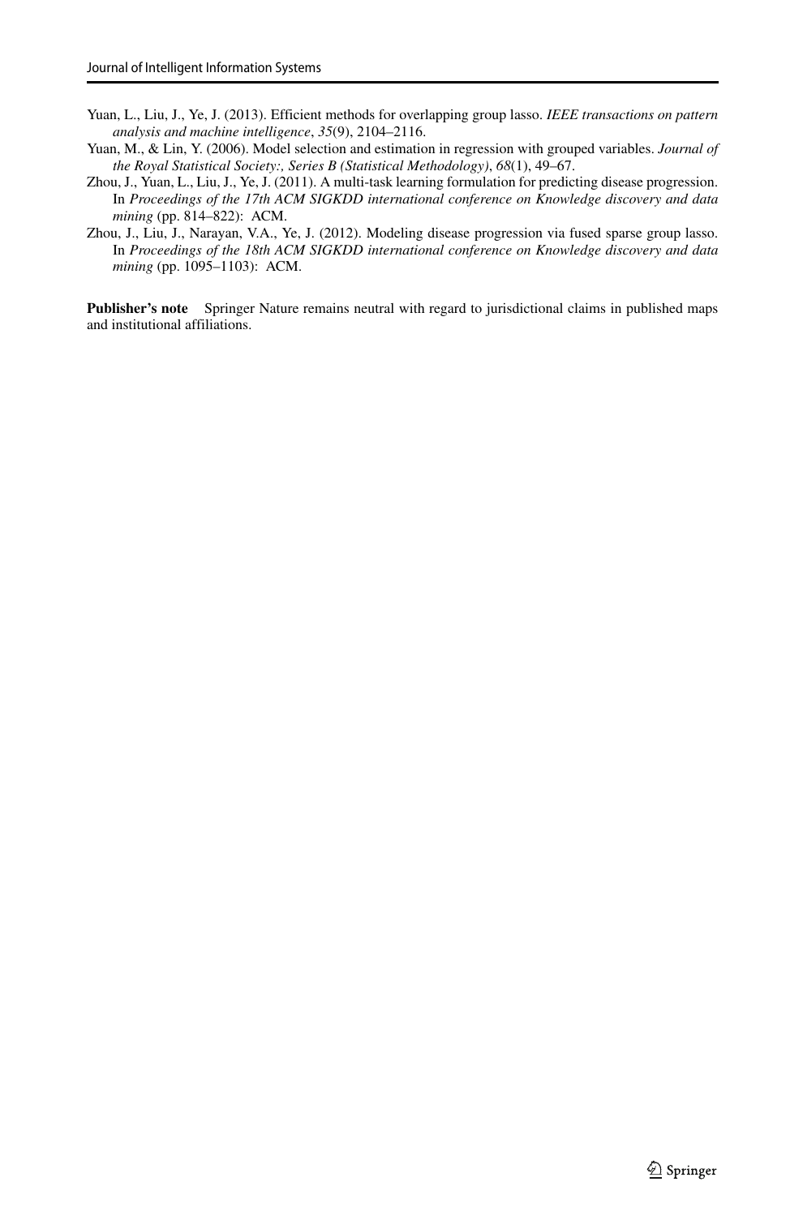Yuan, L., Liu, J., Ye, J. (2013). Efficient methods for overlapping group lasso. *IEEE transactions on pattern analysis and machine intelligence*, *35*(9), 2104–2116.

Yuan, M., & Lin, Y. (2006). Model selection and estimation in regression with grouped variables. *Journal of the Royal Statistical Society:, Series B (Statistical Methodology)*, *68*(1), 49–67.

Zhou, J., Yuan, L., Liu, J., Ye, J. (2011). A multi-task learning formulation for predicting disease progression. In *Proceedings of the 17th ACM SIGKDD international conference on Knowledge discovery and data mining* (pp. 814–822): ACM.

Zhou, J., Liu, J., Narayan, V.A., Ye, J. (2012). Modeling disease progression via fused sparse group lasso. In *Proceedings of the 18th ACM SIGKDD international conference on Knowledge discovery and data mining* (pp. 1095–1103): ACM.

**Publisher's note** Springer Nature remains neutral with regard to jurisdictional claims in published maps and institutional affiliations.